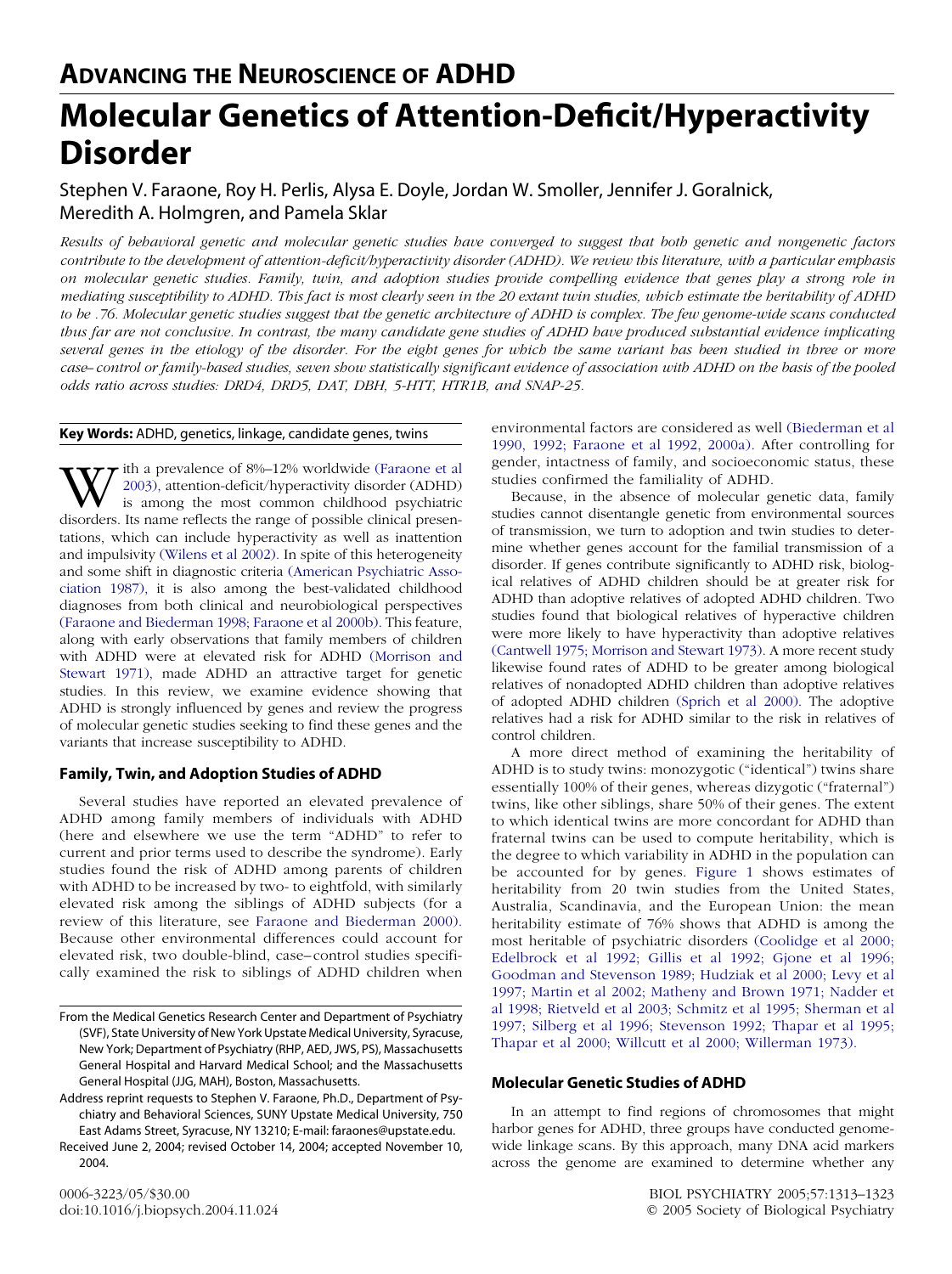## ADVANCING THE NEUROSCIENCE OF ADHD

# Molecular Genetics of Attention-Deficit/Hyperactivity Disorder

Stephen V. Faraone, Roy H. Perlis, Alysa E. Doyle, Jordan W. Smoller, Jennifer J. Goralnick, Meredith A. Holmgren, and Pamela Sklar

*Results of behavioral genetic and molecular genetic studies have converged to suggest that both genetic and nongenetic factors contribute to the development of attention-deficit/hyperactivity disorder (ADHD). We review this literature, with a particular emphasis on molecular genetic studies. Family, twin, and adoption studies provide compelling evidence that genes play a strong role in mediating susceptibility to ADHD. This fact is most clearly seen in the 20 extant twin studies, which estimate the heritability of ADHD to be .76. Molecular genetic studies suggest that the genetic architecture of ADHD is complex. The few genome-wide scans conducted thus far are not conclusive. In contrast, the many candidate gene studies of ADHD have produced substantial evidence implicating several genes in the etiology of the disorder. For the eight genes for which the same variant has been studied in three or more case–control or family-based studies, seven show statistically significant evidence of association with ADHD on the basis of the pooled odds ratio across studies: DRD4, DRD5, DAT, DBH, 5-HTT, HTR1B, and SNAP-25.*

**Key Words:** ADHD, genetics, linkage, candidate genes, twins

With a prevalence of 8%–12% worldwide (Faraone et al 2003), attention-deficit/hyperactivity disorder (ADHD) is among the most common childhood psychiatric disorders. Its name reflects the range of possible clinical presentations, which can include hyperactivity as well as inattention and impulsivity (Wilens et al 2002). In spite of this heterogeneity and some shift in diagnostic criteria (American Psychiatric Association 1987), it is also among the best-validated childhood diagnoses from both clinical and neurobiological perspectives (Faraone and Biederman 1998; Faraone et al 2000b). This feature, along with early observations that family members of children with ADHD were at elevated risk for ADHD (Morrison and Stewart 1971), made ADHD an attractive target for genetic studies. In this review, we examine evidence showing that ADHD is strongly influenced by genes and review the progress of molecular genetic studies seeking to find these genes and the variants that increase susceptibility to ADHD.

### Family, Twin, and Adoption Studies of ADHD

Several studies have reported an elevated prevalence of ADHD among family members of individuals with ADHD (here and elsewhere we use the term "ADHD" to refer to current and prior terms used to describe the syndrome). Early studies found the risk of ADHD among parents of children with ADHD to be increased by two- to eightfold, with similarly elevated risk among the siblings of ADHD subjects (for a review of this literature, see Faraone and Biederman 2000). Because other environmental differences could account for elevated risk, two double-blind, case–control studies specifically examined the risk to siblings of ADHD children when environmental factors are considered as well (Biederman et al 1990, 1992; Faraone et al 1992, 2000a). After controlling for gender, intactness of family, and socioeconomic status, these studies confirmed the familiality of ADHD.

Because, in the absence of molecular genetic data, family studies cannot disentangle genetic from environmental sources of transmission, we turn to adoption and twin studies to determine whether genes account for the familial transmission of a disorder. If genes contribute significantly to ADHD risk, biological relatives of ADHD children should be at greater risk for ADHD than adoptive relatives of adopted ADHD children. Two studies found that biological relatives of hyperactive children were more likely to have hyperactivity than adoptive relatives (Cantwell 1975; Morrison and Stewart 1973). A more recent study likewise found rates of ADHD to be greater among biological relatives of nonadopted ADHD children than adoptive relatives of adopted ADHD children (Sprich et al 2000). The adoptive relatives had a risk for ADHD similar to the risk in relatives of control children.

A more direct method of examining the heritability of ADHD is to study twins: monozygotic ("identical") twins share essentially 100% of their genes, whereas dizygotic ("fraternal") twins, like other siblings, share 50% of their genes. The extent to which identical twins are more concordant for ADHD than fraternal twins can be used to compute heritability, which is the degree to which variability in ADHD in the population can be accounted for by genes. Figure 1 shows estimates of heritability from 20 twin studies from the United States, Australia, Scandinavia, and the European Union: the mean heritability estimate of 76% shows that ADHD is among the most heritable of psychiatric disorders (Coolidge et al 2000; Edelbrock et al 1992; Gillis et al 1992; Gjone et al 1996; Goodman and Stevenson 1989; Hudziak et al 2000; Levy et al 1997; Martin et al 2002; Matheny and Brown 1971; Nadder et al 1998; Rietveld et al 2003; Schmitz et al 1995; Sherman et al 1997; Silberg et al 1996; Stevenson 1992; Thapar et al 1995; Thapar et al 2000; Willcutt et al 2000; Willerman 1973).

### Molecular Genetic Studies of ADHD

In an attempt to find regions of chromosomes that might harbor genes for ADHD, three groups have conducted genome-wide linkage scans. By this approach, many DNA acid markers across the genome are examined to determine whether any

From the Medical Genetics Research Center and Department of Psychiatry (SVF), State University of New York Upstate Medical University, Syracuse, New York; Department of Psychiatry (RHP, AED, JWS, PS), Massachusetts General Hospital and Harvard Medical School; and the Massachusetts General Hospital (JJG, MAH), Boston, Massachusetts.

Address reprint requests to Stephen V. Faraone, Ph.D., Department of Psychiatry and Behavioral Sciences, SUNY Upstate Medical University, 750 East Adams Street, Syracuse, NY 13210; E-mail: faraones@upstate.edu.

Received June 2, 2004; revised October 14, 2004; accepted November 10, 2004.

0006-3223/05/$30.00
doi:10.1016/j.biopsych.2004.11.024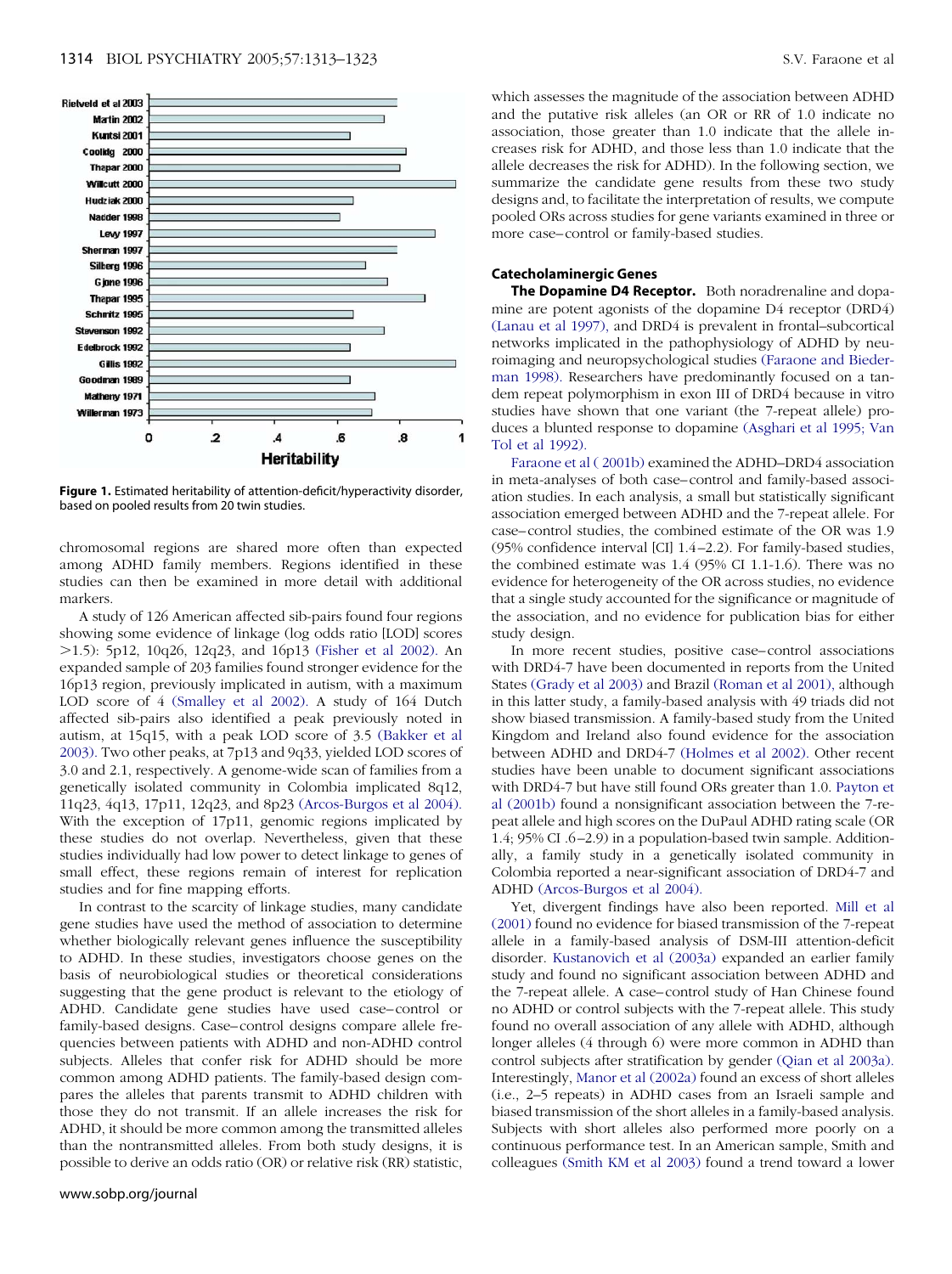Rietveld et al 2003
Martin 2002
Kuntsi 2001
Coolidg 2000
Thapar 2000
Willcutt 2000
Hudziak 2000
Nadder 1998
Levy 1997
Sherman 1997
Silberg 1996
Gjone 1996
Thapar 1995
Schmitz 1995
Stevenson 1992
Edelbrock 1992
Gillis 1992
Goodman 1989
Matheny 1971
Willerman 1973

0 .2 .4 .6 .8 1

Heritability

**Figure 1.** Estimated heritability of attention-deficit/hyperactivity disorder, based on pooled results from 20 twin studies.

chromosomal regions are shared more often than expected among ADHD family members. Regions identified in these studies can then be examined in more detail with additional markers.

A study of 126 American affected sib-pairs found four regions showing some evidence of linkage (log odds ratio [LOD] scores >1.5): 5p12, 10q26, 12q23, and 16p13 (Fisher et al 2002). An expanded sample of 203 families found stronger evidence for the 16p13 region, previously implicated in autism, with a maximum LOD score of 4 (Smalley et al 2002). A study of 164 Dutch affected sib-pairs also identified a peak previously noted in autism, at 15q15, with a peak LOD score of 3.5 (Bakker et al 2003). Two other peaks, at 7p13 and 9q33, yielded LOD scores of 3.0 and 2.1, respectively. A genome-wide scan of families from a genetically isolated community in Colombia implicated 8q12, 11q23, 4q13, 17p11, 12q23, and 8p23 (Arcos-Burgos et al 2004). With the exception of 17p11, genomic regions implicated by these studies do not overlap. Nevertheless, given that these studies individually had low power to detect linkage to genes of small effect, these regions remain of interest for replication studies and for fine mapping efforts.

In contrast to the scarcity of linkage studies, many candidate gene studies have used the method of association to determine whether biologically relevant genes influence the susceptibility to ADHD. In these studies, investigators choose genes on the basis of neurobiological studies or theoretical considerations suggesting that the gene product is relevant to the etiology of ADHD. Candidate gene studies have used case–control or family-based designs. Case–control designs compare allele frequencies between patients with ADHD and non-ADHD control subjects. Alleles that confer risk for ADHD should be more common among ADHD patients. The family-based design compares the alleles that parents transmit to ADHD children with those they do not transmit. If an allele increases the risk for ADHD, it should be more common among the transmitted alleles than the nontransmitted alleles. From both study designs, it is possible to derive an odds ratio (OR) or relative risk (RR) statistic, which assesses the magnitude of the association between ADHD and the putative risk alleles (an OR or RR of 1.0 indicate no association, those greater than 1.0 indicate that the allele increases risk for ADHD, and those less than 1.0 indicate that the allele decreases the risk for ADHD). In the following section, we summarize the candidate gene results from these two study designs and, to facilitate the interpretation of results, we compute pooled ORs across studies for gene variants examined in three or more case–control or family-based studies.

### Catecholaminergic Genes

**The Dopamine D4 Receptor.** Both noradrenaline and dopamine are potent agonists of the dopamine D4 receptor (DRD4) (Lanau et al 1997), and DRD4 is prevalent in frontal–subcortical networks implicated in the pathophysiology of ADHD by neuroimaging and neuropsychological studies (Faraone and Biederman 1998). Researchers have predominantly focused on a tandem repeat polymorphism in exon III of DRD4 because in vitro studies have shown that one variant (the 7-repeat allele) produces a blunted response to dopamine (Asghari et al 1995; Van Tol et al 1992).

Faraone et al ( 2001b) examined the ADHD–DRD4 association in meta-analyses of both case–control and family-based association studies. In each analysis, a small but statistically significant association emerged between ADHD and the 7-repeat allele. For case–control studies, the combined estimate of the OR was 1.9 (95% confidence interval [CI] 1.4–2.2). For family-based studies, the combined estimate was 1.4 (95% CI 1.1-1.6). There was no evidence for heterogeneity of the OR across studies, no evidence that a single study accounted for the significance or magnitude of the association, and no evidence for publication bias for either study design.

In more recent studies, positive case–control associations with DRD4-7 have been documented in reports from the United States (Grady et al 2003) and Brazil (Roman et al 2001), although in this latter study, a family-based analysis with 49 triads did not show biased transmission. A family-based study from the United Kingdom and Ireland also found evidence for the association between ADHD and DRD4-7 (Holmes et al 2002). Other recent studies have been unable to document significant associations with DRD4-7 but have still found ORs greater than 1.0. Payton et al (2001b) found a nonsignificant association between the 7-repeat allele and high scores on the DuPaul ADHD rating scale (OR 1.4; 95% CI .6–2.9) in a population-based twin sample. Additionally, a family study in a genetically isolated community in Colombia reported a near-significant association of DRD4-7 and ADHD (Arcos-Burgos et al 2004).

Yet, divergent findings have also been reported. Mill et al (2001) found no evidence for biased transmission of the 7-repeat allele in a family-based analysis of DSM-III attention-deficit disorder. Kustanovich et al (2003a) expanded an earlier family study and found no significant association between ADHD and the 7-repeat allele. A case–control study of Han Chinese found no ADHD or control subjects with the 7-repeat allele. This study found no overall association of any allele with ADHD, although longer alleles (4 through 6) were more common in ADHD than control subjects after stratification by gender (Qian et al 2003a). Interestingly, Manor et al (2002a) found an excess of short alleles (i.e., 2–5 repeats) in ADHD cases from an Israeli sample and biased transmission of the short alleles in a family-based analysis. Subjects with short alleles also performed more poorly on a continuous performance test. In an American sample, Smith and colleagues (Smith KM et al 2003) found a trend toward a lower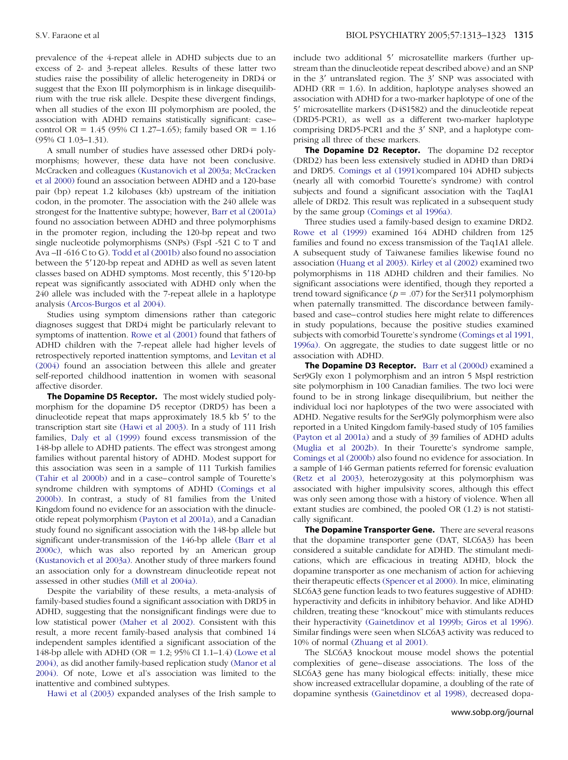prevalence of the 4-repeat allele in ADHD subjects due to an excess of 2- and 3-repeat alleles. Results of these latter two studies raise the possibility of allelic heterogeneity in DRD4 or suggest that the Exon III polymorphism is in linkage disequilibrium with the true risk allele. Despite these divergent findings, when all studies of the exon III polymorphism are pooled, the association with ADHD remains statistically significant: case–control OR = 1.45 (95% CI 1.27–1.65); family based OR = 1.16 (95% CI 1.03–1.31).

A small number of studies have assessed other DRD4 polymorphisms; however, these data have not been conclusive. McCracken and colleagues (Kustanovich et al 2003a; McCracken et al 2000) found an association between ADHD and a 120-base pair (bp) repeat 1.2 kilobases (kb) upstream of the initiation codon, in the promoter. The association with the 240 allele was strongest for the Inattentive subtype; however, Barr et al (2001a) found no association between ADHD and three polymorphisms in the promoter region, including the 120-bp repeat and two single nucleotide polymorphisms (SNPs) (FspI -521 C to T and Ava –II -616 C to G). Todd et al (2001b) also found no association between the 5′120-bp repeat and ADHD as well as seven latent classes based on ADHD symptoms. Most recently, this 5′120-bp repeat was significantly associated with ADHD only when the 240 allele was included with the 7-repeat allele in a haplotype analysis (Arcos-Burgos et al 2004).

Studies using symptom dimensions rather than categoric diagnoses suggest that DRD4 might be particularly relevant to symptoms of inattention. Rowe et al (2001) found that fathers of ADHD children with the 7-repeat allele had higher levels of retrospectively reported inattention symptoms, and Levitan et al (2004) found an association between this allele and greater self-reported childhood inattention in women with seasonal affective disorder.

**The Dopamine D5 Receptor.** The most widely studied polymorphism for the dopamine D5 receptor (DRD5) has been a dinucleotide repeat that maps approximately 18.5 kb 5′ to the transcription start site (Hawi et al 2003). In a study of 111 Irish families, Daly et al (1999) found excess transmission of the 148-bp allele to ADHD patients. The effect was strongest among families without parental history of ADHD. Modest support for this association was seen in a sample of 111 Turkish families (Tahir et al 2000b) and in a case–control sample of Tourette's syndrome children with symptoms of ADHD (Comings et al 2000b). In contrast, a study of 81 families from the United Kingdom found no evidence for an association with the dinucleotide repeat polymorphism (Payton et al 2001a), and a Canadian study found no significant association with the 148-bp allele but significant under-transmission of the 146-bp allele (Barr et al 2000c), which was also reported by an American group (Kustanovich et al 2003a). Another study of three markers found an association only for a downstream dinucleotide repeat not assessed in other studies (Mill et al 2004a).

Despite the variability of these results, a meta-analysis of family-based studies found a significant association with DRD5 in ADHD, suggesting that the nonsignificant findings were due to low statistical power (Maher et al 2002). Consistent with this result, a more recent family-based analysis that combined 14 independent samples identified a significant association of the 148-bp allele with ADHD (OR = 1.2; 95% CI 1.1–1.4) (Lowe et al 2004), as did another family-based replication study (Manor et al 2004). Of note, Lowe et al's association was limited to the inattentive and combined subtypes.

Hawi et al (2003) expanded analyses of the Irish sample to include two additional 5′ microsatellite markers (further upstream than the dinucleotide repeat described above) and an SNP in the 3′ untranslated region. The 3′ SNP was associated with ADHD (RR = 1.6). In addition, haplotype analyses showed an association with ADHD for a two-marker haplotype of one of the 5′ microsatellite markers (D4S1582) and the dinucleotide repeat (DRD5-PCR1), as well as a different two-marker haplotype comprising DRD5-PCR1 and the 3′ SNP, and a haplotype comprising all three of these markers.

**The Dopamine D2 Receptor.** The dopamine D2 receptor (DRD2) has been less extensively studied in ADHD than DRD4 and DRD5. Comings et al (1991)compared 104 ADHD subjects (nearly all with comorbid Tourette's syndrome) with control subjects and found a significant association with the TaqIA1 allele of DRD2. This result was replicated in a subsequent study by the same group (Comings et al 1996a).

Three studies used a family-based design to examine DRD2. Rowe et al (1999) examined 164 ADHD children from 125 families and found no excess transmission of the Taq1A1 allele. A subsequent study of Taiwanese families likewise found no association (Huang et al 2003). Kirley et al (2002) examined two polymorphisms in 118 ADHD children and their families. No significant associations were identified, though they reported a trend toward significance ($p = .07$) for the Ser311 polymorphism when paternally transmitted. The discordance between family-based and case–control studies here might relate to differences in study populations, because the positive studies examined subjects with comorbid Tourette's syndrome (Comings et al 1991, 1996a). On aggregate, the studies to date suggest little or no association with ADHD.

**The Dopamine D3 Receptor.** Barr et al (2000d) examined a Ser9Gly exon 1 polymorphism and an intron 5 MspI restriction site polymorphism in 100 Canadian families. The two loci were found to be in strong linkage disequilibrium, but neither the individual loci nor haplotypes of the two were associated with ADHD. Negative results for the Ser9Gly polymorphism were also reported in a United Kingdom family-based study of 105 families (Payton et al 2001a) and a study of 39 families of ADHD adults (Muglia et al 2002b). In their Tourette's syndrome sample, Comings et al (2000b) also found no evidence for association. In a sample of 146 German patients referred for forensic evaluation (Retz et al 2003), heterozygosity at this polymorphism was associated with higher impulsivity scores, although this effect was only seen among those with a history of violence. When all extant studies are combined, the pooled OR (1.2) is not statistically significant.

**The Dopamine Transporter Gene.** There are several reasons that the dopamine transporter gene (DAT, SLC6A3) has been considered a suitable candidate for ADHD. The stimulant medications, which are efficacious in treating ADHD, block the dopamine transporter as one mechanism of action for achieving their therapeutic effects (Spencer et al 2000). In mice, eliminating SLC6A3 gene function leads to two features suggestive of ADHD: hyperactivity and deficits in inhibitory behavior. And like ADHD children, treating these "knockout" mice with stimulants reduces their hyperactivity (Gainetdinov et al 1999b; Giros et al 1996). Similar findings were seen when SLC6A3 activity was reduced to 10% of normal (Zhuang et al 2001).

The SLC6A3 knockout mouse model shows the potential complexities of gene–disease associations. The loss of the SLC6A3 gene has many biological effects: initially, these mice show increased extracellular dopamine, a doubling of the rate of dopamine synthesis (Gainetdinov et al 1998), decreased dopa-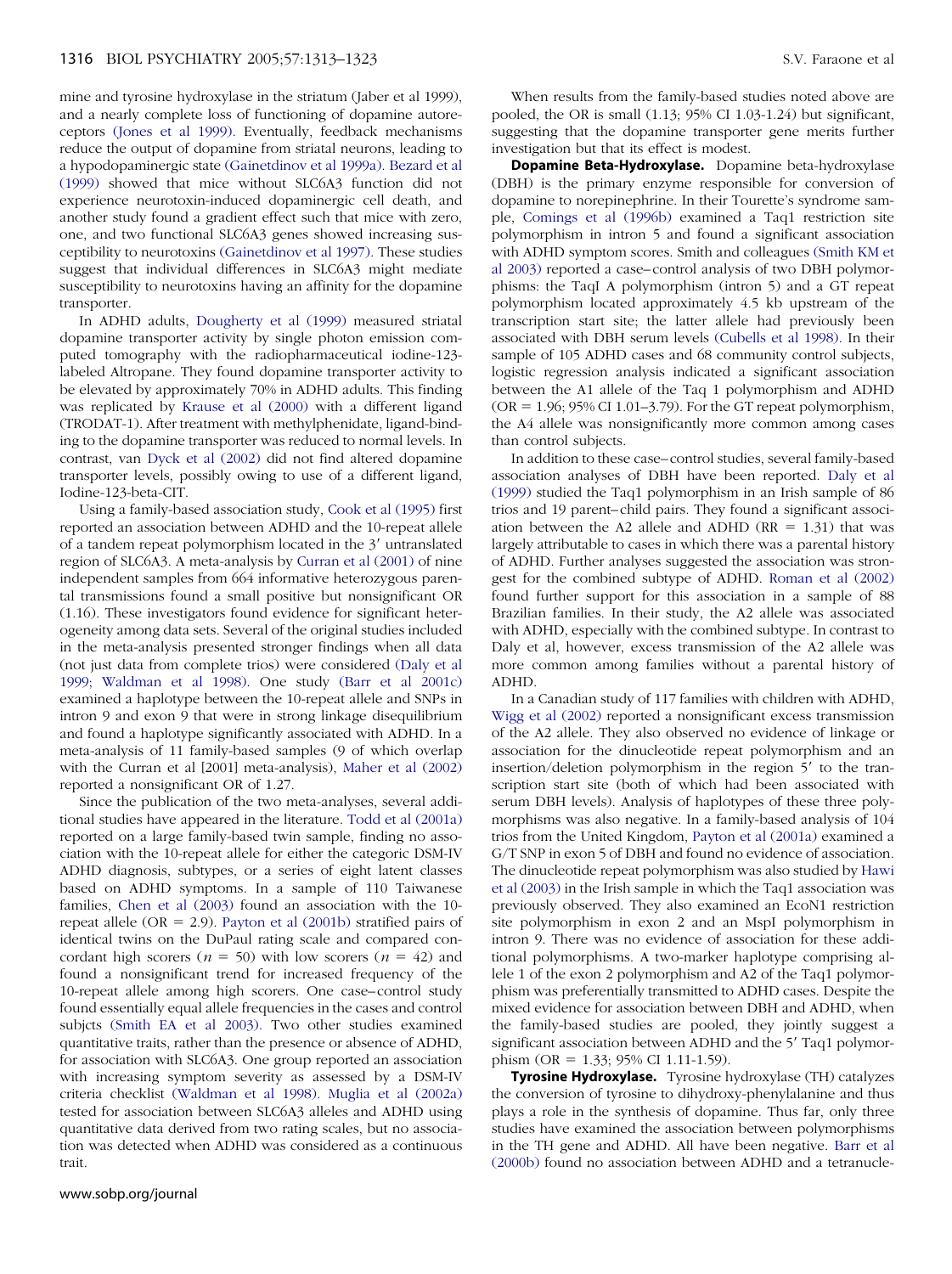mine and tyrosine hydroxylase in the striatum (Jaber et al 1999), and a nearly complete loss of functioning of dopamine autoreceptors (Jones et al 1999). Eventually, feedback mechanisms reduce the output of dopamine from striatal neurons, leading to a hypodopaminergic state (Gainetdinov et al 1999a). Bezard et al (1999) showed that mice without SLC6A3 function did not experience neurotoxin-induced dopaminergic cell death, and another study found a gradient effect such that mice with zero, one, and two functional SLC6A3 genes showed increasing susceptibility to neurotoxins (Gainetdinov et al 1997). These studies suggest that individual differences in SLC6A3 might mediate susceptibility to neurotoxins having an affinity for the dopamine transporter.

In ADHD adults, Dougherty et al (1999) measured striatal dopamine transporter activity by single photon emission computed tomography with the radiopharmaceutical iodine-123-labeled Altropane. They found dopamine transporter activity to be elevated by approximately 70% in ADHD adults. This finding was replicated by Krause et al (2000) with a different ligand (TRODAT-1). After treatment with methylphenidate, ligand-binding to the dopamine transporter was reduced to normal levels. In contrast, van Dyck et al (2002) did not find altered dopamine transporter levels, possibly owing to use of a different ligand, Iodine-123-beta-CIT.

Using a family-based association study, Cook et al (1995) first reported an association between ADHD and the 10-repeat allele of a tandem repeat polymorphism located in the 3′ untranslated region of SLC6A3. A meta-analysis by Curran et al (2001) of nine independent samples from 664 informative heterozygous parental transmissions found a small positive but nonsignificant OR (1.16). These investigators found evidence for significant heterogeneity among data sets. Several of the original studies included in the meta-analysis presented stronger findings when all data (not just data from complete trios) were considered (Daly et al 1999; Waldman et al 1998). One study (Barr et al 2001c) examined a haplotype between the 10-repeat allele and SNPs in intron 9 and exon 9 that were in strong linkage disequilibrium and found a haplotype significantly associated with ADHD. In a meta-analysis of 11 family-based samples (9 of which overlap with the Curran et al [2001] meta-analysis), Maher et al (2002) reported a nonsignificant OR of 1.27.

Since the publication of the two meta-analyses, several additional studies have appeared in the literature. Todd et al (2001a) reported on a large family-based twin sample, finding no association with the 10-repeat allele for either the categoric DSM-IV ADHD diagnosis, subtypes, or a series of eight latent classes based on ADHD symptoms. In a sample of 110 Taiwanese families, Chen et al (2003) found an association with the 10-repeat allele (OR = 2.9). Payton et al (2001b) stratified pairs of identical twins on the DuPaul rating scale and compared concordant high scorers ($n$ = 50) with low scorers ($n$ = 42) and found a nonsignificant trend for increased frequency of the 10-repeat allele among high scorers. One case–control study found essentially equal allele frequencies in the cases and control subjcts (Smith EA et al 2003). Two other studies examined quantitative traits, rather than the presence or absence of ADHD, for association with SLC6A3. One group reported an association with increasing symptom severity as assessed by a DSM-IV criteria checklist (Waldman et al 1998). Muglia et al (2002a) tested for association between SLC6A3 alleles and ADHD using quantitative data derived from two rating scales, but no association was detected when ADHD was considered as a continuous trait.

When results from the family-based studies noted above are pooled, the OR is small (1.13; 95% CI 1.03-1.24) but significant, suggesting that the dopamine transporter gene merits further investigation but that its effect is modest.

**Dopamine Beta-Hydroxylase.** Dopamine beta-hydroxylase (DBH) is the primary enzyme responsible for conversion of dopamine to norepinephrine. In their Tourette's syndrome sample, Comings et al (1996b) examined a Taq1 restriction site polymorphism in intron 5 and found a significant association with ADHD symptom scores. Smith and colleagues (Smith KM et al 2003) reported a case–control analysis of two DBH polymorphisms: the TaqI A polymorphism (intron 5) and a GT repeat polymorphism located approximately 4.5 kb upstream of the transcription start site; the latter allele had previously been associated with DBH serum levels (Cubells et al 1998). In their sample of 105 ADHD cases and 68 community control subjects, logistic regression analysis indicated a significant association between the A1 allele of the Taq 1 polymorphism and ADHD (OR = 1.96; 95% CI 1.01–3.79). For the GT repeat polymorphism, the A4 allele was nonsignificantly more common among cases than control subjects.

In addition to these case–control studies, several family-based association analyses of DBH have been reported. Daly et al (1999) studied the Taq1 polymorphism in an Irish sample of 86 trios and 19 parent–child pairs. They found a significant association between the A2 allele and ADHD (RR = 1.31) that was largely attributable to cases in which there was a parental history of ADHD. Further analyses suggested the association was strongest for the combined subtype of ADHD. Roman et al (2002) found further support for this association in a sample of 88 Brazilian families. In their study, the A2 allele was associated with ADHD, especially with the combined subtype. In contrast to Daly et al, however, excess transmission of the A2 allele was more common among families without a parental history of ADHD.

In a Canadian study of 117 families with children with ADHD, Wigg et al (2002) reported a nonsignificant excess transmission of the A2 allele. They also observed no evidence of linkage or association for the dinucleotide repeat polymorphism and an insertion/deletion polymorphism in the region 5′ to the transcription start site (both of which had been associated with serum DBH levels). Analysis of haplotypes of these three polymorphisms was also negative. In a family-based analysis of 104 trios from the United Kingdom, Payton et al (2001a) examined a G/T SNP in exon 5 of DBH and found no evidence of association. The dinucleotide repeat polymorphism was also studied by Hawi et al (2003) in the Irish sample in which the Taq1 association was previously observed. They also examined an EcoN1 restriction site polymorphism in exon 2 and an MspI polymorphism in intron 9. There was no evidence of association for these additional polymorphisms. A two-marker haplotype comprising allele 1 of the exon 2 polymorphism and A2 of the Taq1 polymorphism was preferentially transmitted to ADHD cases. Despite the mixed evidence for association between DBH and ADHD, when the family-based studies are pooled, they jointly suggest a significant association between ADHD and the 5′ Taq1 polymorphism (OR = 1.33; 95% CI 1.11-1.59).

**Tyrosine Hydroxylase.** Tyrosine hydroxylase (TH) catalyzes the conversion of tyrosine to dihydroxy-phenylalanine and thus plays a role in the synthesis of dopamine. Thus far, only three studies have examined the association between polymorphisms in the TH gene and ADHD. All have been negative. Barr et al (2000b) found no association between ADHD and a tetranucle-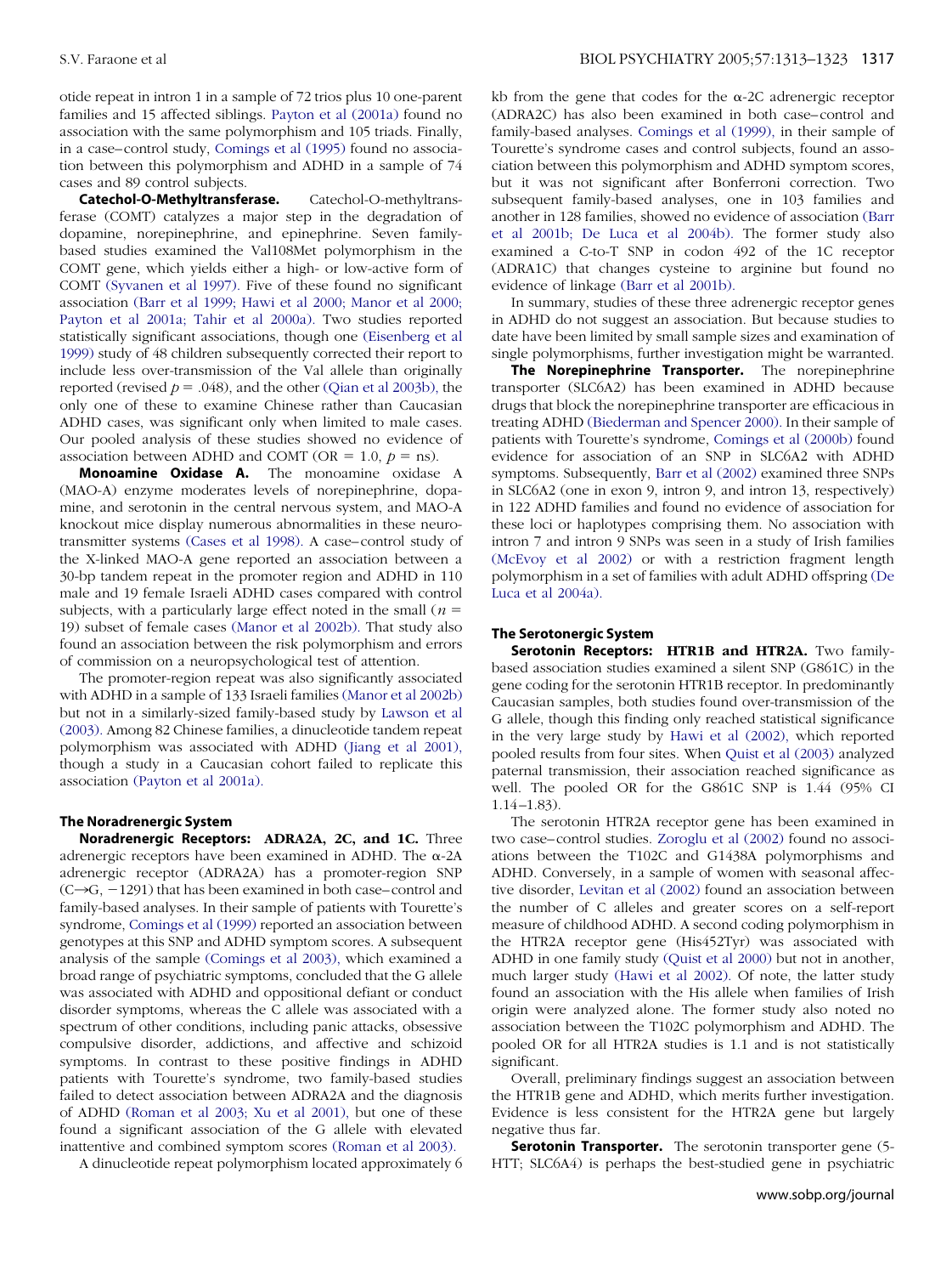otide repeat in intron 1 in a sample of 72 trios plus 10 one-parent families and 15 affected siblings. Payton et al (2001a) found no association with the same polymorphism and 105 triads. Finally, in a case–control study, Comings et al (1995) found no association between this polymorphism and ADHD in a sample of 74 cases and 89 control subjects.

**Catechol-O-Methyltransferase.** Catechol-O-methyltransferase (COMT) catalyzes a major step in the degradation of dopamine, norepinephrine, and epinephrine. Seven family-based studies examined the Val108Met polymorphism in the COMT gene, which yields either a high- or low-active form of COMT (Syvanen et al 1997). Five of these found no significant association (Barr et al 1999; Hawi et al 2000; Manor et al 2000; Payton et al 2001a; Tahir et al 2000a). Two studies reported statistically significant associations, though one (Eisenberg et al 1999) study of 48 children subsequently corrected their report to include less over-transmission of the Val allele than originally reported (revised $p = .048$), and the other (Qian et al 2003b), the only one of these to examine Chinese rather than Caucasian ADHD cases, was significant only when limited to male cases. Our pooled analysis of these studies showed no evidence of association between ADHD and COMT (OR = 1.0, $p$ = ns).

**Monoamine Oxidase A.** The monoamine oxidase A (MAO-A) enzyme moderates levels of norepinephrine, dopamine, and serotonin in the central nervous system, and MAO-A knockout mice display numerous abnormalities in these neurotransmitter systems (Cases et al 1998). A case–control study of the X-linked MAO-A gene reported an association between a 30-bp tandem repeat in the promoter region and ADHD in 110 male and 19 female Israeli ADHD cases compared with control subjects, with a particularly large effect noted in the small ($n$ = 19) subset of female cases (Manor et al 2002b). That study also found an association between the risk polymorphism and errors of commission on a neuropsychological test of attention.

The promoter-region repeat was also significantly associated with ADHD in a sample of 133 Israeli families (Manor et al 2002b) but not in a similarly-sized family-based study by Lawson et al (2003). Among 82 Chinese families, a dinucleotide tandem repeat polymorphism was associated with ADHD (Jiang et al 2001), though a study in a Caucasian cohort failed to replicate this association (Payton et al 2001a).

### The Noradrenergic System

**Noradrenergic Receptors: ADRA2A, 2C, and 1C.** Three adrenergic receptors have been examined in ADHD. The α-2A adrenergic receptor (ADRA2A) has a promoter-region SNP (C→G, −1291) that has been examined in both case–control and family-based analyses. In their sample of patients with Tourette's syndrome, Comings et al (1999) reported an association between genotypes at this SNP and ADHD symptom scores. A subsequent analysis of the sample (Comings et al 2003), which examined a broad range of psychiatric symptoms, concluded that the G allele was associated with ADHD and oppositional defiant or conduct disorder symptoms, whereas the C allele was associated with a spectrum of other conditions, including panic attacks, obsessive compulsive disorder, addictions, and affective and schizoid symptoms. In contrast to these positive findings in ADHD patients with Tourette's syndrome, two family-based studies failed to detect association between ADRA2A and the diagnosis of ADHD (Roman et al 2003; Xu et al 2001), but one of these found a significant association of the G allele with elevated inattentive and combined symptom scores (Roman et al 2003).

A dinucleotide repeat polymorphism located approximately 6 kb from the gene that codes for the α-2C adrenergic receptor (ADRA2C) has also been examined in both case–control and family-based analyses. Comings et al (1999), in their sample of Tourette's syndrome cases and control subjects, found an association between this polymorphism and ADHD symptom scores, but it was not significant after Bonferroni correction. Two subsequent family-based analyses, one in 103 families and another in 128 families, showed no evidence of association (Barr et al 2001b; De Luca et al 2004b). The former study also examined a C-to-T SNP in codon 492 of the 1C receptor (ADRA1C) that changes cysteine to arginine but found no evidence of linkage (Barr et al 2001b).

In summary, studies of these three adrenergic receptor genes in ADHD do not suggest an association. But because studies to date have been limited by small sample sizes and examination of single polymorphisms, further investigation might be warranted.

**The Norepinephrine Transporter.** The norepinephrine transporter (SLC6A2) has been examined in ADHD because drugs that block the norepinephrine transporter are efficacious in treating ADHD (Biederman and Spencer 2000). In their sample of patients with Tourette's syndrome, Comings et al (2000b) found evidence for association of an SNP in SLC6A2 with ADHD symptoms. Subsequently, Barr et al (2002) examined three SNPs in SLC6A2 (one in exon 9, intron 9, and intron 13, respectively) in 122 ADHD families and found no evidence of association for these loci or haplotypes comprising them. No association with intron 7 and intron 9 SNPs was seen in a study of Irish families (McEvoy et al 2002) or with a restriction fragment length polymorphism in a set of families with adult ADHD offspring (De Luca et al 2004a).

### The Serotonergic System

**Serotonin Receptors: HTR1B and HTR2A.** Two family-based association studies examined a silent SNP (G861C) in the gene coding for the serotonin HTR1B receptor. In predominantly Caucasian samples, both studies found over-transmission of the G allele, though this finding only reached statistical significance in the very large study by Hawi et al (2002), which reported pooled results from four sites. When Quist et al (2003) analyzed paternal transmission, their association reached significance as well. The pooled OR for the G861C SNP is 1.44 (95% CI 1.14–1.83).

The serotonin HTR2A receptor gene has been examined in two case–control studies. Zoroglu et al (2002) found no associations between the T102C and G1438A polymorphisms and ADHD. Conversely, in a sample of women with seasonal affective disorder, Levitan et al (2002) found an association between the number of C alleles and greater scores on a self-report measure of childhood ADHD. A second coding polymorphism in the HTR2A receptor gene (His452Tyr) was associated with ADHD in one family study (Quist et al 2000) but not in another, much larger study (Hawi et al 2002). Of note, the latter study found an association with the His allele when families of Irish origin were analyzed alone. The former study also noted no association between the T102C polymorphism and ADHD. The pooled OR for all HTR2A studies is 1.1 and is not statistically significant.

Overall, preliminary findings suggest an association between the HTR1B gene and ADHD, which merits further investigation. Evidence is less consistent for the HTR2A gene but largely negative thus far.

**Serotonin Transporter.** The serotonin transporter gene (5-HTT; SLC6A4) is perhaps the best-studied gene in psychiatric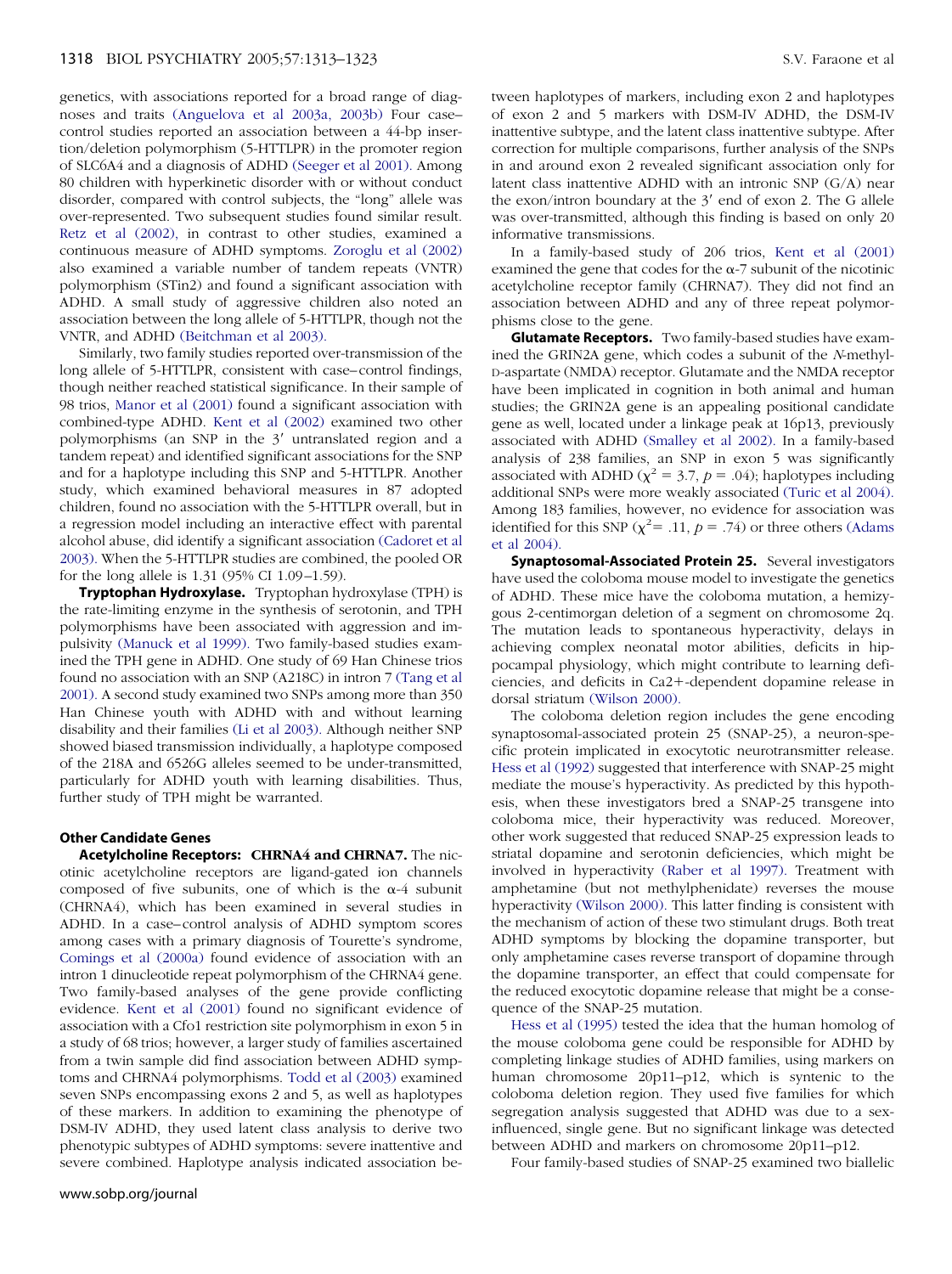genetics, with associations reported for a broad range of diagnoses and traits (Anguelova et al 2003a, 2003b) Four case–control studies reported an association between a 44-bp insertion/deletion polymorphism (5-HTTLPR) in the promoter region of SLC6A4 and a diagnosis of ADHD (Seeger et al 2001). Among 80 children with hyperkinetic disorder with or without conduct disorder, compared with control subjects, the "long" allele was over-represented. Two subsequent studies found similar result. Retz et al (2002), in contrast to other studies, examined a continuous measure of ADHD symptoms. Zoroglu et al (2002) also examined a variable number of tandem repeats (VNTR) polymorphism (STin2) and found a significant association with ADHD. A small study of aggressive children also noted an association between the long allele of 5-HTTLPR, though not the VNTR, and ADHD (Beitchman et al 2003).

Similarly, two family studies reported over-transmission of the long allele of 5-HTTLPR, consistent with case–control findings, though neither reached statistical significance. In their sample of 98 trios, Manor et al (2001) found a significant association with combined-type ADHD. Kent et al (2002) examined two other polymorphisms (an SNP in the 3′ untranslated region and a tandem repeat) and identified significant associations for the SNP and for a haplotype including this SNP and 5-HTTLPR. Another study, which examined behavioral measures in 87 adopted children, found no association with the 5-HTTLPR overall, but in a regression model including an interactive effect with parental alcohol abuse, did identify a significant association (Cadoret et al 2003). When the 5-HTTLPR studies are combined, the pooled OR for the long allele is 1.31 (95% CI 1.09–1.59).

**Tryptophan Hydroxylase.** Tryptophan hydroxylase (TPH) is the rate-limiting enzyme in the synthesis of serotonin, and TPH polymorphisms have been associated with aggression and impulsivity (Manuck et al 1999). Two family-based studies examined the TPH gene in ADHD. One study of 69 Han Chinese trios found no association with an SNP (A218C) in intron 7 (Tang et al 2001). A second study examined two SNPs among more than 350 Han Chinese youth with ADHD with and without learning disability and their families (Li et al 2003). Although neither SNP showed biased transmission individually, a haplotype composed of the 218A and 6526G alleles seemed to be under-transmitted, particularly for ADHD youth with learning disabilities. Thus, further study of TPH might be warranted.

### Other Candidate Genes

**Acetylcholine Receptors: CHRNA4 and CHRNA7.** The nicotinic acetylcholine receptors are ligand-gated ion channels composed of five subunits, one of which is the α-4 subunit (CHRNA4), which has been examined in several studies in ADHD. In a case–control analysis of ADHD symptom scores among cases with a primary diagnosis of Tourette's syndrome, Comings et al (2000a) found evidence of association with an intron 1 dinucleotide repeat polymorphism of the CHRNA4 gene. Two family-based analyses of the gene provide conflicting evidence. Kent et al (2001) found no significant evidence of association with a Cfo1 restriction site polymorphism in exon 5 in a study of 68 trios; however, a larger study of families ascertained from a twin sample did find association between ADHD symptoms and CHRNA4 polymorphisms. Todd et al (2003) examined seven SNPs encompassing exons 2 and 5, as well as haplotypes of these markers. In addition to examining the phenotype of DSM-IV ADHD, they used latent class analysis to derive two phenotypic subtypes of ADHD symptoms: severe inattentive and severe combined. Haplotype analysis indicated association between haplotypes of markers, including exon 2 and haplotypes of exon 2 and 5 markers with DSM-IV ADHD, the DSM-IV inattentive subtype, and the latent class inattentive subtype. After correction for multiple comparisons, further analysis of the SNPs in and around exon 2 revealed significant association only for latent class inattentive ADHD with an intronic SNP (G/A) near the exon/intron boundary at the 3′ end of exon 2. The G allele was over-transmitted, although this finding is based on only 20 informative transmissions.

In a family-based study of 206 trios, Kent et al (2001) examined the gene that codes for the α-7 subunit of the nicotinic acetylcholine receptor family (CHRNA7). They did not find an association between ADHD and any of three repeat polymorphisms close to the gene.

**Glutamate Receptors.** Two family-based studies have examined the GRIN2A gene, which codes a subunit of the *N*-methyl-D-aspartate (NMDA) receptor. Glutamate and the NMDA receptor have been implicated in cognition in both animal and human studies; the GRIN2A gene is an appealing positional candidate gene as well, located under a linkage peak at 16p13, previously associated with ADHD (Smalley et al 2002). In a family-based analysis of 238 families, an SNP in exon 5 was significantly associated with ADHD ($\chi^2 = 3.7$, $p = .04$); haplotypes including additional SNPs were more weakly associated (Turic et al 2004). Among 183 families, however, no evidence for association was identified for this SNP ($\chi^2 = .11$, $p = .74$) or three others (Adams et al 2004).

**Synaptosomal-Associated Protein 25.** Several investigators have used the coloboma mouse model to investigate the genetics of ADHD. These mice have the coloboma mutation, a hemizygous 2-centimorgan deletion of a segment on chromosome 2q. The mutation leads to spontaneous hyperactivity, delays in achieving complex neonatal motor abilities, deficits in hippocampal physiology, which might contribute to learning deficiencies, and deficits in Ca2+-dependent dopamine release in dorsal striatum (Wilson 2000).

The coloboma deletion region includes the gene encoding synaptosomal-associated protein 25 (SNAP-25), a neuron-specific protein implicated in exocytotic neurotransmitter release. Hess et al (1992) suggested that interference with SNAP-25 might mediate the mouse's hyperactivity. As predicted by this hypothesis, when these investigators bred a SNAP-25 transgene into coloboma mice, their hyperactivity was reduced. Moreover, other work suggested that reduced SNAP-25 expression leads to striatal dopamine and serotonin deficiencies, which might be involved in hyperactivity (Raber et al 1997). Treatment with amphetamine (but not methylphenidate) reverses the mouse hyperactivity (Wilson 2000). This latter finding is consistent with the mechanism of action of these two stimulant drugs. Both treat ADHD symptoms by blocking the dopamine transporter, but only amphetamine cases reverse transport of dopamine through the dopamine transporter, an effect that could compensate for the reduced exocytotic dopamine release that might be a consequence of the SNAP-25 mutation.

Hess et al (1995) tested the idea that the human homolog of the mouse coloboma gene could be responsible for ADHD by completing linkage studies of ADHD families, using markers on human chromosome 20p11–p12, which is syntenic to the coloboma deletion region. They used five families for which segregation analysis suggested that ADHD was due to a sex-influenced, single gene. But no significant linkage was detected between ADHD and markers on chromosome 20p11–p12.

Four family-based studies of SNAP-25 examined two biallelic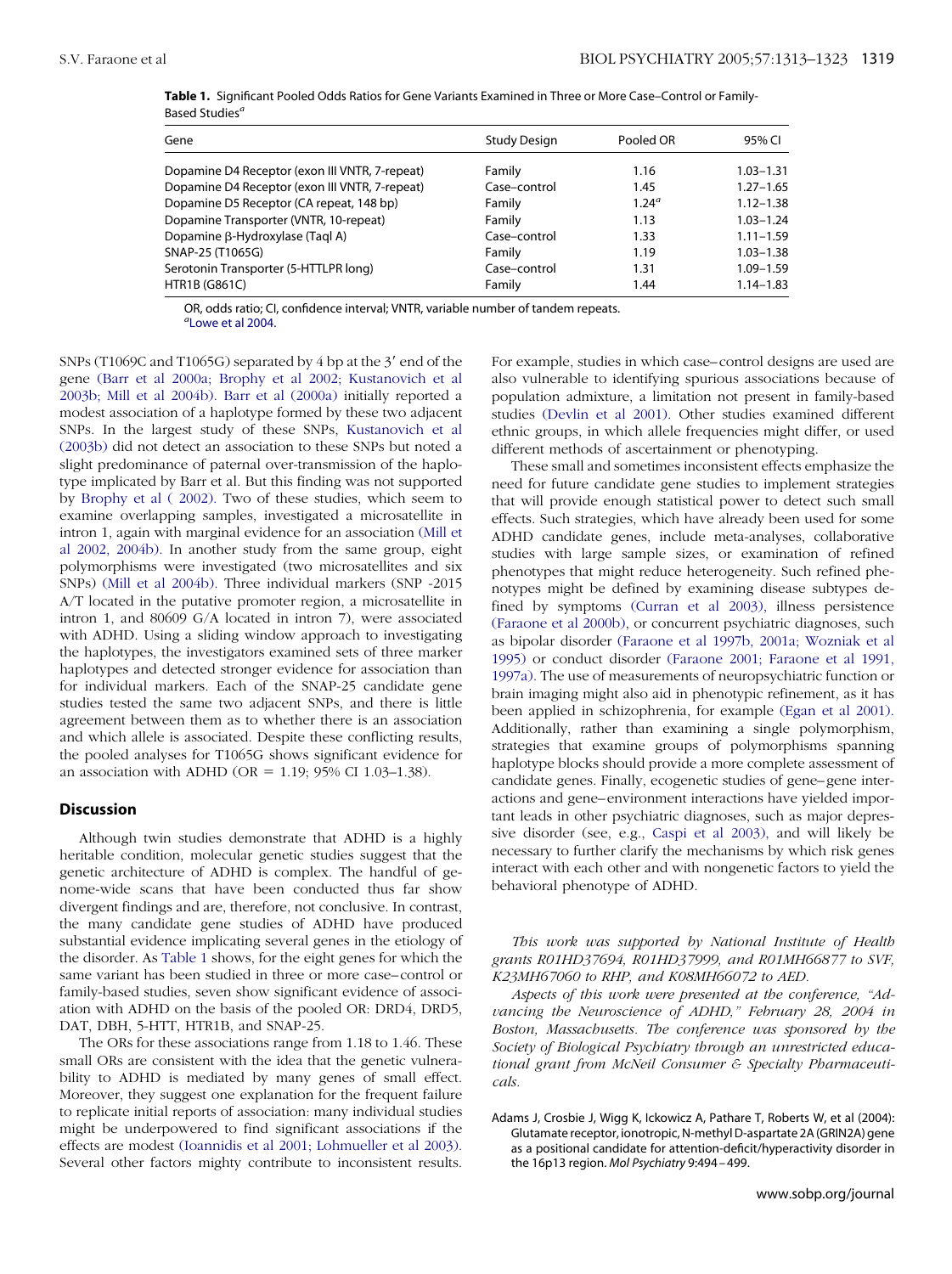**Table 1.** Significant Pooled Odds Ratios for Gene Variants Examined in Three or More Case–Control or Family-Based Studies[a]

| Gene | Study Design | Pooled OR | 95% CI |
|---|---|---|---|
| Dopamine D4 Receptor (exon III VNTR, 7-repeat) | Family | 1.16 | 1.03–1.31 |
| Dopamine D4 Receptor (exon III VNTR, 7-repeat) | Case–control | 1.45 | 1.27–1.65 |
| Dopamine D5 Receptor (CA repeat, 148 bp) | Family | 1.24[a] | 1.12–1.38 |
| Dopamine Transporter (VNTR, 10-repeat) | Family | 1.13 | 1.03–1.24 |
| Dopamine β-Hydroxylase (TaqI A) | Case–control | 1.33 | 1.11–1.59 |
| SNAP-25 (T1065G) | Family | 1.19 | 1.03–1.38 |
| Serotonin Transporter (5-HTTLPR long) | Case–control | 1.31 | 1.09–1.59 |
| HTR1B (G861C) | Family | 1.44 | 1.14–1.83 |

OR, odds ratio; CI, confidence interval; VNTR, variable number of tandem repeats.
[a]Lowe et al 2004.

SNPs (T1069C and T1065G) separated by 4 bp at the 3′ end of the gene (Barr et al 2000a; Brophy et al 2002; Kustanovich et al 2003b; Mill et al 2004b). Barr et al (2000a) initially reported a modest association of a haplotype formed by these two adjacent SNPs. In the largest study of these SNPs, Kustanovich et al (2003b) did not detect an association to these SNPs but noted a slight predominance of paternal over-transmission of the haplotype implicated by Barr et al. But this finding was not supported by Brophy et al ( 2002). Two of these studies, which seem to examine overlapping samples, investigated a microsatellite in intron 1, again with marginal evidence for an association (Mill et al 2002, 2004b). In another study from the same group, eight polymorphisms were investigated (two microsatellites and six SNPs) (Mill et al 2004b). Three individual markers (SNP -2015 A/T located in the putative promoter region, a microsatellite in intron 1, and 80609 G/A located in intron 7), were associated with ADHD. Using a sliding window approach to investigating the haplotypes, the investigators examined sets of three marker haplotypes and detected stronger evidence for association than for individual markers. Each of the SNAP-25 candidate gene studies tested the same two adjacent SNPs, and there is little agreement between them as to whether there is an association and which allele is associated. Despite these conflicting results, the pooled analyses for T1065G shows significant evidence for an association with ADHD (OR = 1.19; 95% CI 1.03–1.38).

## Discussion

Although twin studies demonstrate that ADHD is a highly heritable condition, molecular genetic studies suggest that the genetic architecture of ADHD is complex. The handful of genome-wide scans that have been conducted thus far show divergent findings and are, therefore, not conclusive. In contrast, the many candidate gene studies of ADHD have produced substantial evidence implicating several genes in the etiology of the disorder. As Table 1 shows, for the eight genes for which the same variant has been studied in three or more case–control or family-based studies, seven show significant evidence of association with ADHD on the basis of the pooled OR: DRD4, DRD5, DAT, DBH, 5-HTT, HTR1B, and SNAP-25.

The ORs for these associations range from 1.18 to 1.46. These small ORs are consistent with the idea that the genetic vulnerability to ADHD is mediated by many genes of small effect. Moreover, they suggest one explanation for the frequent failure to replicate initial reports of association: many individual studies might be underpowered to find significant associations if the effects are modest (Ioannidis et al 2001; Lohmueller et al 2003). Several other factors mighty contribute to inconsistent results. For example, studies in which case–control designs are used are also vulnerable to identifying spurious associations because of population admixture, a limitation not present in family-based studies (Devlin et al 2001). Other studies examined different ethnic groups, in which allele frequencies might differ, or used different methods of ascertainment or phenotyping.

These small and sometimes inconsistent effects emphasize the need for future candidate gene studies to implement strategies that will provide enough statistical power to detect such small effects. Such strategies, which have already been used for some ADHD candidate genes, include meta-analyses, collaborative studies with large sample sizes, or examination of refined phenotypes that might reduce heterogeneity. Such refined phenotypes might be defined by examining disease subtypes defined by symptoms (Curran et al 2003), illness persistence (Faraone et al 2000b), or concurrent psychiatric diagnoses, such as bipolar disorder (Faraone et al 1997b, 2001a; Wozniak et al 1995) or conduct disorder (Faraone 2001; Faraone et al 1991, 1997a). The use of measurements of neuropsychiatric function or brain imaging might also aid in phenotypic refinement, as it has been applied in schizophrenia, for example (Egan et al 2001). Additionally, rather than examining a single polymorphism, strategies that examine groups of polymorphisms spanning haplotype blocks should provide a more complete assessment of candidate genes. Finally, ecogenetic studies of gene–gene interactions and gene–environment interactions have yielded important leads in other psychiatric diagnoses, such as major depressive disorder (see, e.g., Caspi et al 2003), and will likely be necessary to further clarify the mechanisms by which risk genes interact with each other and with nongenetic factors to yield the behavioral phenotype of ADHD.

*This work was supported by National Institute of Health grants R01HD37694, R01HD37999, and R01MH66877 to SVF, K23MH67060 to RHP, and K08MH66072 to AED.*

*Aspects of this work were presented at the conference, "Advancing the Neuroscience of ADHD," February 28, 2004 in Boston, Massachusetts. The conference was sponsored by the Society of Biological Psychiatry through an unrestricted educational grant from McNeil Consumer & Specialty Pharmaceuticals.*

Adams J, Crosbie J, Wigg K, Ickowicz A, Pathare T, Roberts W, et al (2004): Glutamate receptor, ionotropic, N-methyl D-aspartate 2A (GRIN2A) gene as a positional candidate for attention-deficit/hyperactivity disorder in the 16p13 region. *Mol Psychiatry* 9:494–499.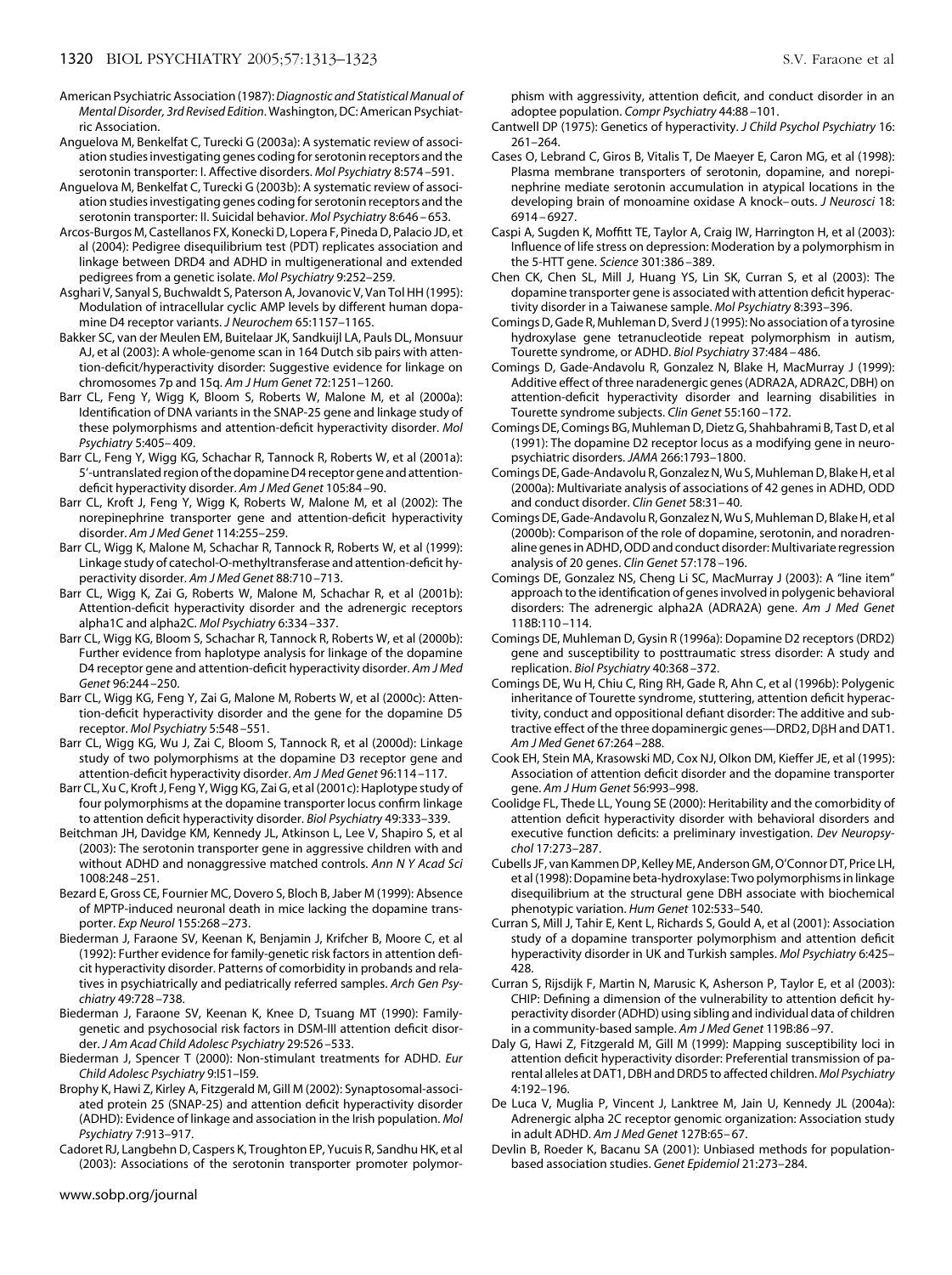American Psychiatric Association (1987): *Diagnostic and Statistical Manual of Mental Disorder, 3rd Revised Edition*. Washington, DC: American Psychiatric Association.

Anguelova M, Benkelfat C, Turecki G (2003a): A systematic review of association studies investigating genes coding for serotonin receptors and the serotonin transporter: I. Affective disorders. *Mol Psychiatry* 8:574–591.

Anguelova M, Benkelfat C, Turecki G (2003b): A systematic review of association studies investigating genes coding for serotonin receptors and the serotonin transporter: II. Suicidal behavior. *Mol Psychiatry* 8:646–653.

Arcos-Burgos M, Castellanos FX, Konecki D, Lopera F, Pineda D, Palacio JD, et al (2004): Pedigree disequilibrium test (PDT) replicates association and linkage between DRD4 and ADHD in multigenerational and extended pedigrees from a genetic isolate. *Mol Psychiatry* 9:252–259.

Asghari V, Sanyal S, Buchwaldt S, Paterson A, Jovanovic V, Van Tol HH (1995): Modulation of intracellular cyclic AMP levels by different human dopamine D4 receptor variants. *J Neurochem* 65:1157–1165.

Bakker SC, van der Meulen EM, Buitelaar JK, Sandkuijl LA, Pauls DL, Monsuur AJ, et al (2003): A whole-genome scan in 164 Dutch sib pairs with attention-deficit/hyperactivity disorder: Suggestive evidence for linkage on chromosomes 7p and 15q. *Am J Hum Genet* 72:1251–1260.

Barr CL, Feng Y, Wigg K, Bloom S, Roberts W, Malone M, et al (2000a): Identification of DNA variants in the SNAP-25 gene and linkage study of these polymorphisms and attention-deficit hyperactivity disorder. *Mol Psychiatry* 5:405–409.

Barr CL, Feng Y, Wigg KG, Schachar R, Tannock R, Roberts W, et al (2001a): 5′-untranslated region of the dopamine D4 receptor gene and attention-deficit hyperactivity disorder. *Am J Med Genet* 105:84–90.

Barr CL, Kroft J, Feng Y, Wigg K, Roberts W, Malone M, et al (2002): The norepinephrine transporter gene and attention-deficit hyperactivity disorder. *Am J Med Genet* 114:255–259.

Barr CL, Wigg K, Malone M, Schachar R, Tannock R, Roberts W, et al (1999): Linkage study of catechol-O-methyltransferase and attention-deficit hyperactivity disorder. *Am J Med Genet* 88:710–713.

Barr CL, Wigg K, Zai G, Roberts W, Malone M, Schachar R, et al (2001b): Attention-deficit hyperactivity disorder and the adrenergic receptors alpha1C and alpha2C. *Mol Psychiatry* 6:334–337.

Barr CL, Wigg KG, Bloom S, Schachar R, Tannock R, Roberts W, et al (2000b): Further evidence from haplotype analysis for linkage of the dopamine D4 receptor gene and attention-deficit hyperactivity disorder. *Am J Med Genet* 96:244–250.

Barr CL, Wigg KG, Feng Y, Zai G, Malone M, Roberts W, et al (2000c): Attention-deficit hyperactivity disorder and the gene for the dopamine D5 receptor. *Mol Psychiatry* 5:548–551.

Barr CL, Wigg KG, Wu J, Zai C, Bloom S, Tannock R, et al (2000d): Linkage study of two polymorphisms at the dopamine D3 receptor gene and attention-deficit hyperactivity disorder. *Am J Med Genet* 96:114–117.

Barr CL, Xu C, Kroft J, Feng Y, Wigg K, Zai G, et al (2001c): Haplotype study of four polymorphisms at the dopamine transporter locus confirm linkage to attention deficit hyperactivity disorder. *Biol Psychiatry* 49:333–339.

Beitchman JH, Davidge KM, Kennedy JL, Atkinson L, Lee V, Shapiro S, et al (2003): The serotonin transporter gene in aggressive children with and without ADHD and nonaggressive matched controls. *Ann N Y Acad Sci* 1008:248–251.

Bezard E, Gross CE, Fournier MC, Dovero S, Bloch B, Jaber M (1999): Absence of MPTP-induced neuronal death in mice lacking the dopamine transporter. *Exp Neurol* 155:268–273.

Biederman J, Faraone SV, Keenan K, Benjamin J, Krifcher B, Moore C, et al (1992): Further evidence for family-genetic risk factors in attention deficit hyperactivity disorder. Patterns of comorbidity in probands and relatives in psychiatrically and pediatrically referred samples. *Arch Gen Psychiatry* 49:728–738.

Biederman J, Faraone SV, Keenan K, Knee D, Tsuang MT (1990): Family-genetic and psychosocial risk factors in DSM-III attention deficit disorder. *J Am Acad Child Adolesc Psychiatry* 29:526–533.

Biederman J, Spencer T (2000): Non-stimulant treatments for ADHD. *Eur Child Adolesc Psychiatry* 9:I51–I59.

Brophy K, Hawi Z, Kirley A, Fitzgerald M, Gill M (2002): Synaptosomal-associated protein 25 (SNAP-25) and attention deficit hyperactivity disorder (ADHD): Evidence of linkage and association in the Irish population. *Mol Psychiatry* 7:913–917.

Cadoret RJ, Langbehn D, Caspers K, Troughton EP, Yucuis R, Sandhu HK, et al (2003): Associations of the serotonin transporter promoter polymorphism with aggressivity, attention deficit, and conduct disorder in an adoptee population. *Compr Psychiatry* 44:88–101.

Cantwell DP (1975): Genetics of hyperactivity. *J Child Psychol Psychiatry* 16: 261–264.

Cases O, Lebrand C, Giros B, Vitalis T, De Maeyer E, Caron MG, et al (1998): Plasma membrane transporters of serotonin, dopamine, and norepinephrine mediate serotonin accumulation in atypical locations in the developing brain of monoamine oxidase A knock–outs. *J Neurosci* 18: 6914–6927.

Caspi A, Sugden K, Moffitt TE, Taylor A, Craig IW, Harrington H, et al (2003): Influence of life stress on depression: Moderation by a polymorphism in the 5-HTT gene. *Science* 301:386–389.

Chen CK, Chen SL, Mill J, Huang YS, Lin SK, Curran S, et al (2003): The dopamine transporter gene is associated with attention deficit hyperactivity disorder in a Taiwanese sample. *Mol Psychiatry* 8:393–396.

Comings D, Gade R, Muhleman D, Sverd J (1995): No association of a tyrosine hydroxylase gene tetranucleotide repeat polymorphism in autism, Tourette syndrome, or ADHD. *Biol Psychiatry* 37:484–486.

Comings D, Gade-Andavolu R, Gonzalez N, Blake H, MacMurray J (1999): Additive effect of three naradenergic genes (ADRA2A, ADRA2C, DBH) on attention-deficit hyperactivity disorder and learning disabilities in Tourette syndrome subjects. *Clin Genet* 55:160–172.

Comings DE, Comings BG, Muhleman D, Dietz G, Shahbahrami B, Tast D, et al (1991): The dopamine D2 receptor locus as a modifying gene in neuropsychiatric disorders. *JAMA* 266:1793–1800.

Comings DE, Gade-Andavolu R, Gonzalez N, Wu S, Muhleman D, Blake H, et al (2000a): Multivariate analysis of associations of 42 genes in ADHD, ODD and conduct disorder. *Clin Genet* 58:31–40.

Comings DE, Gade-Andavolu R, Gonzalez N, Wu S, Muhleman D, Blake H, et al (2000b): Comparison of the role of dopamine, serotonin, and noradrenaline genes in ADHD, ODD and conduct disorder: Multivariate regression analysis of 20 genes. *Clin Genet* 57:178–196.

Comings DE, Gonzalez NS, Cheng Li SC, MacMurray J (2003): A "line item" approach to the identification of genes involved in polygenic behavioral disorders: The adrenergic alpha2A (ADRA2A) gene. *Am J Med Genet* 118B:110–114.

Comings DE, Muhleman D, Gysin R (1996a): Dopamine D2 receptors (DRD2) gene and susceptibility to posttraumatic stress disorder: A study and replication. *Biol Psychiatry* 40:368–372.

Comings DE, Wu H, Chiu C, Ring RH, Gade R, Ahn C, et al (1996b): Polygenic inheritance of Tourette syndrome, stuttering, attention deficit hyperactivity, conduct and oppositional defiant disorder: The additive and subtractive effect of the three dopaminergic genes—DRD2, DβH and DAT1. *Am J Med Genet* 67:264–288.

Cook EH, Stein MA, Krasowski MD, Cox NJ, Olkon DM, Kieffer JE, et al (1995): Association of attention deficit disorder and the dopamine transporter gene. *Am J Hum Genet* 56:993–998.

Coolidge FL, Thede LL, Young SE (2000): Heritability and the comorbidity of attention deficit hyperactivity disorder with behavioral disorders and executive function deficits: a preliminary investigation. *Dev Neuropsychol* 17:273–287.

Cubells JF, van Kammen DP, Kelley ME, Anderson GM, O'Connor DT, Price LH, et al (1998): Dopamine beta-hydroxylase: Two polymorphisms in linkage disequilibrium at the structural gene DBH associate with biochemical phenotypic variation. *Hum Genet* 102:533–540.

Curran S, Mill J, Tahir E, Kent L, Richards S, Gould A, et al (2001): Association study of a dopamine transporter polymorphism and attention deficit hyperactivity disorder in UK and Turkish samples. *Mol Psychiatry* 6:425–428.

Curran S, Rijsdijk F, Martin N, Marusic K, Asherson P, Taylor E, et al (2003): CHIP: Defining a dimension of the vulnerability to attention deficit hyperactivity disorder (ADHD) using sibling and individual data of children in a community-based sample. *Am J Med Genet* 119B:86–97.

Daly G, Hawi Z, Fitzgerald M, Gill M (1999): Mapping susceptibility loci in attention deficit hyperactivity disorder: Preferential transmission of parental alleles at DAT1, DBH and DRD5 to affected children. *Mol Psychiatry* 4:192–196.

De Luca V, Muglia P, Vincent J, Lanktree M, Jain U, Kennedy JL (2004a): Adrenergic alpha 2C receptor genomic organization: Association study in adult ADHD. *Am J Med Genet* 127B:65–67.

Devlin B, Roeder K, Bacanu SA (2001): Unbiased methods for population-based association studies. *Genet Epidemiol* 21:273–284.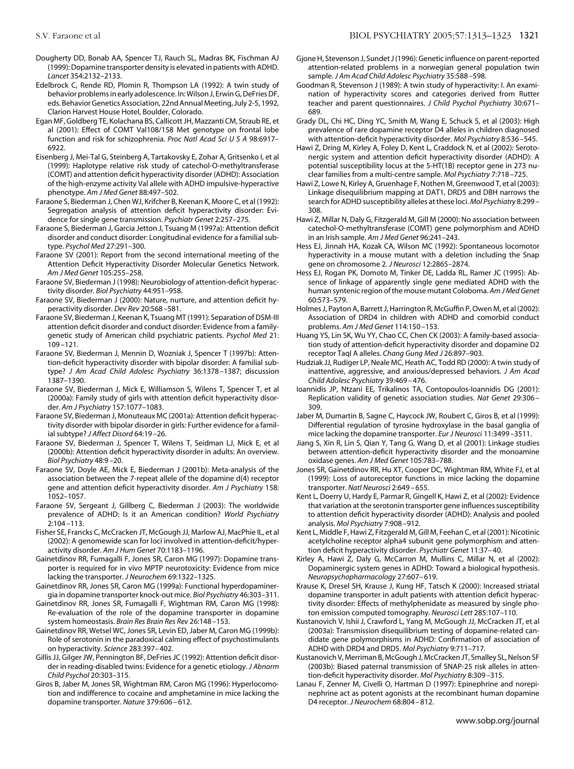Dougherty DD, Bonab AA, Spencer TJ, Rauch SL, Madras BK, Fischman AJ (1999): Dopamine transporter density is elevated in patients with ADHD. *Lancet* 354:2132–2133.

Edelbrock C, Rende RD, Plomin R, Thompson LA (1992): A twin study of behavior problems in early adolescence. In: Wilson J, Erwin G, DeFries DF, eds. Behavior Genetics Association, 22nd Annual Meeting, July 2-5, 1992, Clarion Harvest House Hotel, Boulder, Colorado.

Egan MF, Goldberg TE, Kolachana BS, Callicott JH, Mazzanti CM, Straub RE, et al (2001): Effect of COMT Val108/158 Met genotype on frontal lobe function and risk for schizophrenia. *Proc Natl Acad Sci U S A* 98:6917–6922.

Eisenberg J, Mei-Tal G, Steinberg A, Tartakovsky E, Zohar A, Gritsenko I, et al (1999): Haplotype relative risk study of catechol-O-methyltransferase (COMT) and attention deficit hyperactivity disorder (ADHD): Association of the high-enzyme activity Val allele with ADHD impulsive-hyperactive phenotype. *Am J Med Genet* 88:497–502.

Faraone S, Biederman J, Chen WJ, Krifcher B, Keenan K, Moore C, et al (1992): Segregation analysis of attention deficit hyperactivity disorder: Evidence for single gene transmission. *Psychiatr Genet* 2:257–275.

Faraone S, Biederman J, Garcia Jetton J, Tsuang M (1997a): Attention deficit disorder and conduct disorder: Longitudinal evidence for a familial subtype. *Psychol Med* 27:291–300.

Faraone SV (2001): Report from the second international meeting of the Attention Deficit Hyperactivity Disorder Molecular Genetics Network. *Am J Med Genet* 105:255–258.

Faraone SV, Biederman J (1998): Neurobiology of attention-deficit hyperactivity disorder. *Biol Psychiatry* 44:951–958.

Faraone SV, Biederman J (2000): Nature, nurture, and attention deficit hyperactivity disorder. *Dev Rev* 20:568–581.

Faraone SV, Biederman J, Keenan K, Tsuang MT (1991): Separation of DSM-III attention deficit disorder and conduct disorder: Evidence from a family-genetic study of American child psychiatric patients. *Psychol Med* 21: 109–121.

Faraone SV, Biederman J, Mennin D, Wozniak J, Spencer T (1997b): Attention-deficit hyperactivity disorder with bipolar disorder: A familial subtype? *J Am Acad Child Adolesc Psychiatry* 36:1378–1387; discussion 1387–1390.

Faraone SV, Biederman J, Mick E, Williamson S, Wilens T, Spencer T, et al (2000a): Family study of girls with attention deficit hyperactivity disorder. *Am J Psychiatry* 157:1077–1083.

Faraone SV, Biederman J, Monuteaux MC (2001a): Attention deficit hyperactivity disorder with bipolar disorder in girls: Further evidence for a familial subtype? *J Affect Disord* 64:19–26.

Faraone SV, Biederman J, Spencer T, Wilens T, Seidman LJ, Mick E, et al (2000b): Attention deficit hyperactivity disorder in adults: An overview. *Biol Psychiatry* 48:9–20.

Faraone SV, Doyle AE, Mick E, Biederman J (2001b): Meta-analysis of the association between the 7-repeat allele of the dopamine d(4) receptor gene and attention deficit hyperactivity disorder. *Am J Psychiatry* 158: 1052–1057.

Faraone SV, Sergeant J, Gillberg C, Biederman J (2003): The worldwide prevalence of ADHD: Is it an American condition? *World Psychiatry* 2:104–113.

Fisher SE, Francks C, McCracken JT, McGough JJ, Marlow AJ, MacPhie IL, et al (2002): A genomewide scan for loci involved in attention-deficit/hyperactivity disorder. *Am J Hum Genet* 70:1183–1196.

Gainetdinov RR, Fumagalli F, Jones SR, Caron MG (1997): Dopamine transporter is required for in vivo MPTP neurotoxicity: Evidence from mice lacking the transporter. *J Neurochem* 69:1322–1325.

Gainetdinov RR, Jones SR, Caron MG (1999a): Functional hyperdopaminergia in dopamine transporter knock-out mice. *Biol Psychiatry* 46:303–311.

Gainetdinov RR, Jones SR, Fumagalli F, Wightman RM, Caron MG (1998): Re-evaluation of the role of the dopamine transporter in dopamine system homeostasis. *Brain Res Brain Res Rev* 26:148–153.

Gainetdinov RR, Wetsel WC, Jones SR, Levin ED, Jaber M, Caron MG (1999b): Role of serotonin in the paradoxical calming effect of psychostimulants on hyperactivity. *Science* 283:397–402.

Gillis JJ, Gilger JW, Pennington BF, DeFries JC (1992): Attention deficit disorder in reading-disabled twins: Evidence for a genetic etiology. *J Abnorm Child Psychol* 20:303–315.

Giros B, Jaber M, Jones SR, Wightman RM, Caron MG (1996): Hyperlocomotion and indifference to cocaine and amphetamine in mice lacking the dopamine transporter. *Nature* 379:606–612.

Gjone H, Stevenson J, Sundet J (1996): Genetic influence on parent-reported attention-related problems in a norwegian general population twin sample. *J Am Acad Child Adolesc Psychiatry* 35:588–598.

Goodman R, Stevenson J (1989): A twin study of hyperactivity: I. An examination of hyperactivity scores and categories derived from Rutter teacher and parent questionnaires. *J Child Psychol Psychiatry* 30:671–689.

Grady DL, Chi HC, Ding YC, Smith M, Wang E, Schuck S, et al (2003): High prevalence of rare dopamine receptor D4 alleles in children diagnosed with attention-deficit hyperactivity disorder. *Mol Psychiatry* 8:536–545.

Hawi Z, Dring M, Kirley A, Foley D, Kent L, Craddock N, et al (2002): Serotonergic system and attention deficit hyperactivity disorder (ADHD): A potential susceptibility locus at the 5-HT(1B) receptor gene in 273 nuclear families from a multi-centre sample. *Mol Psychiatry* 7:718–725.

Hawi Z, Lowe N, Kirley A, Gruenhage F, Nothen M, Greenwood T, et al (2003): Linkage disequilibrium mapping at DAT1, DRD5 and DBH narrows the search for ADHD susceptibility alleles at these loci. *Mol Psychiatry* 8:299–308.

Hawi Z, Millar N, Daly G, Fitzgerald M, Gill M (2000): No association between catechol-O-methyltransferase (COMT) gene polymorphism and ADHD in an Irish sample. *Am J Med Genet* 96:241–243.

Hess EJ, Jinnah HA, Kozak CA, Wilson MC (1992): Spontaneous locomotor hyperactivity in a mouse mutant with a deletion including the Snap gene on chromosome 2. *J Neurosci* 12:2865–2874.

Hess EJ, Rogan PK, Domoto M, Tinker DE, Ladda RL, Ramer JC (1995): Absence of linkage of apparently single gene mediated ADHD with the human syntenic region of the mouse mutant Coloboma. *Am J Med Genet* 60:573–579.

Holmes J, Payton A, Barrett J, Harrington R, McGuffin P, Owen M, et al (2002): Association of DRD4 in children with ADHD and comorbid conduct problems. *Am J Med Genet* 114:150–153.

Huang YS, Lin SK, Wu YY, Chao CC, Chen CK (2003): A family-based association study of attention-deficit hyperactivity disorder and dopamine D2 receptor TaqI A alleles. *Chang Gung Med J* 26:897–903.

Hudziak JJ, Rudiger LP, Neale MC, Heath AC, Todd RD (2000): A twin study of inattentive, aggressive, and anxious/depressed behaviors. *J Am Acad Child Adolesc Psychiatry* 39:469–476.

Ioannidis JP, Ntzani EE, Trikalinos TA, Contopoulos-Ioannidis DG (2001): Replication validity of genetic association studies. *Nat Genet* 29:306–309.

Jaber M, Dumartin B, Sagne C, Haycock JW, Roubert C, Giros B, et al (1999): Differential regulation of tyrosine hydroxylase in the basal ganglia of mice lacking the dopamine transporter. *Eur J Neurosci* 11:3499–3511.

Jiang S, Xin R, Lin S, Qian Y, Tang G, Wang D, et al (2001): Linkage studies between attention-deficit hyperactivity disorder and the monoamine oxidase genes. *Am J Med Genet* 105:783–788.

Jones SR, Gainetdinov RR, Hu XT, Cooper DC, Wightman RM, White FJ, et al (1999): Loss of autoreceptor functions in mice lacking the dopamine transporter. *Natl Neurosci* 2:649–655.

Kent L, Doerry U, Hardy E, Parmar R, Gingell K, Hawi Z, et al (2002): Evidence that variation at the serotonin transporter gene influences susceptibility to attention deficit hyperactivity disorder (ADHD): Analysis and pooled analysis. *Mol Psychiatry* 7:908–912.

Kent L, Middle F, Hawi Z, Fitzgerald M, Gill M, Feehan C, et al (2001): Nicotinic acetylcholine receptor alpha4 subunit gene polymorphism and attention deficit hyperactivity disorder. *Psychiatr Genet* 11:37–40.

Kirley A, Hawi Z, Daly G, McCarron M, Mullins C, Millar N, et al (2002): Dopaminergic system genes in ADHD: Toward a biological hypothesis. *Neuropsychopharmacology* 27:607–619.

Krause K, Dresel SH, Krause J, Kung HF, Tatsch K (2000): Increased striatal dopamine transporter in adult patients with attention deficit hyperactivity disorder: Effects of methylphenidate as measured by single photon emission computed tomography. *Neurosci Lett* 285:107–110.

Kustanovich V, Ishii J, Crawford L, Yang M, McGough JJ, McCracken JT, et al (2003a): Transmission disequilibrium testing of dopamine-related candidate gene polymorphisms in ADHD: Confirmation of association of ADHD with DRD4 and DRD5. *Mol Psychiatry* 9:711–717.

Kustanovich V, Merriman B, McGough J, McCracken JT, Smalley SL, Nelson SF (2003b): Biased paternal transmission of SNAP-25 risk alleles in attention-deficit hyperactivity disorder. *Mol Psychiatry* 8:309–315.

Lanau F, Zenner M, Civelli O, Hartman D (1997): Epinephrine and norepinephrine act as potent agonists at the recombinant human dopamine D4 receptor. *J Neurochem* 68:804–812.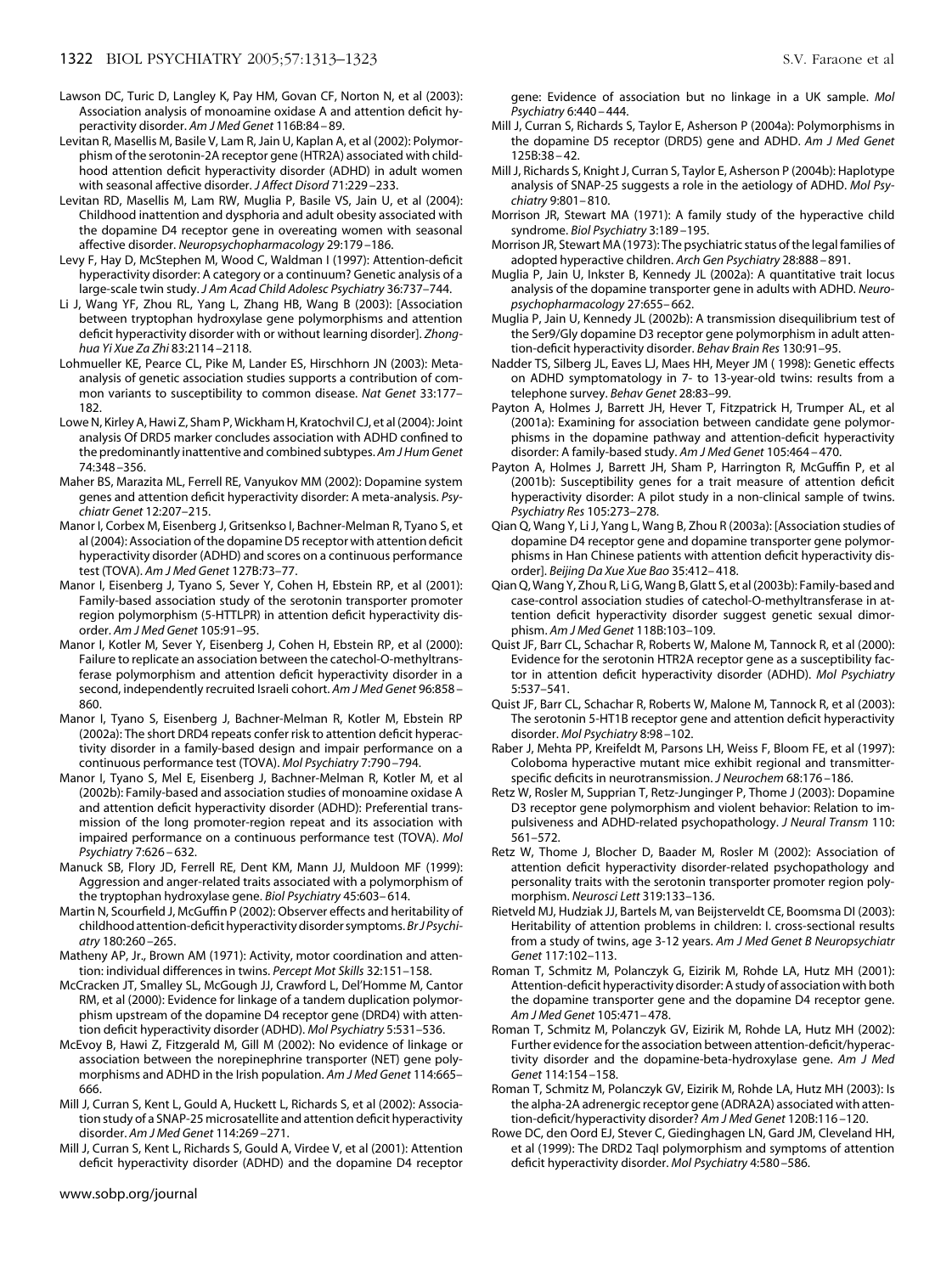Lawson DC, Turic D, Langley K, Pay HM, Govan CF, Norton N, et al (2003): Association analysis of monoamine oxidase A and attention deficit hyperactivity disorder. *Am J Med Genet* 116B:84–89.

Levitan R, Masellis M, Basile V, Lam R, Jain U, Kaplan A, et al (2002): Polymorphism of the serotonin-2A receptor gene (HTR2A) associated with childhood attention deficit hyperactivity disorder (ADHD) in adult women with seasonal affective disorder. *J Affect Disord* 71:229–233.

Levitan RD, Masellis M, Lam RW, Muglia P, Basile VS, Jain U, et al (2004): Childhood inattention and dysphoria and adult obesity associated with the dopamine D4 receptor gene in overeating women with seasonal affective disorder. *Neuropsychopharmacology* 29:179–186.

Levy F, Hay D, McStephen M, Wood C, Waldman I (1997): Attention-deficit hyperactivity disorder: A category or a continuum? Genetic analysis of a large-scale twin study. *J Am Acad Child Adolesc Psychiatry* 36:737–744.

Li J, Wang YF, Zhou RL, Yang L, Zhang HB, Wang B (2003): [Association between tryptophan hydroxylase gene polymorphisms and attention deficit hyperactivity disorder with or without learning disorder]. *Zhonghua Yi Xue Za Zhi* 83:2114–2118.

Lohmueller KE, Pearce CL, Pike M, Lander ES, Hirschhorn JN (2003): Meta-analysis of genetic association studies supports a contribution of common variants to susceptibility to common disease. *Nat Genet* 33:177–182.

Lowe N, Kirley A, Hawi Z, Sham P, Wickham H, Kratochvil CJ, et al (2004): Joint analysis Of DRD5 marker concludes association with ADHD confined to the predominantly inattentive and combined subtypes. *Am J Hum Genet* 74:348–356.

Maher BS, Marazita ML, Ferrell RE, Vanyukov MM (2002): Dopamine system genes and attention deficit hyperactivity disorder: A meta-analysis. *Psychiatr Genet* 12:207–215.

Manor I, Corbex M, Eisenberg J, Gritsenkso I, Bachner-Melman R, Tyano S, et al (2004): Association of the dopamine D5 receptor with attention deficit hyperactivity disorder (ADHD) and scores on a continuous performance test (TOVA). *Am J Med Genet* 127B:73–77.

Manor I, Eisenberg J, Tyano S, Sever Y, Cohen H, Ebstein RP, et al (2001): Family-based association study of the serotonin transporter promoter region polymorphism (5-HTTLPR) in attention deficit hyperactivity disorder. *Am J Med Genet* 105:91–95.

Manor I, Kotler M, Sever Y, Eisenberg J, Cohen H, Ebstein RP, et al (2000): Failure to replicate an association between the catechol-O-methyltransferase polymorphism and attention deficit hyperactivity disorder in a second, independently recruited Israeli cohort. *Am J Med Genet* 96:858–860.

Manor I, Tyano S, Eisenberg J, Bachner-Melman R, Kotler M, Ebstein RP (2002a): The short DRD4 repeats confer risk to attention deficit hyperactivity disorder in a family-based design and impair performance on a continuous performance test (TOVA). *Mol Psychiatry* 7:790–794.

Manor I, Tyano S, Mel E, Eisenberg J, Bachner-Melman R, Kotler M, et al (2002b): Family-based and association studies of monoamine oxidase A and attention deficit hyperactivity disorder (ADHD): Preferential transmission of the long promoter-region repeat and its association with impaired performance on a continuous performance test (TOVA). *Mol Psychiatry* 7:626–632.

Manuck SB, Flory JD, Ferrell RE, Dent KM, Mann JJ, Muldoon MF (1999): Aggression and anger-related traits associated with a polymorphism of the tryptophan hydroxylase gene. *Biol Psychiatry* 45:603–614.

Martin N, Scourfield J, McGuffin P (2002): Observer effects and heritability of childhood attention-deficit hyperactivity disorder symptoms. *Br J Psychiatry* 180:260–265.

Matheny AP, Jr., Brown AM (1971): Activity, motor coordination and attention: individual differences in twins. *Percept Mot Skills* 32:151–158.

McCracken JT, Smalley SL, McGough JJ, Crawford L, Del'Homme M, Cantor RM, et al (2000): Evidence for linkage of a tandem duplication polymorphism upstream of the dopamine D4 receptor gene (DRD4) with attention deficit hyperactivity disorder (ADHD). *Mol Psychiatry* 5:531–536.

McEvoy B, Hawi Z, Fitzgerald M, Gill M (2002): No evidence of linkage or association between the norepinephrine transporter (NET) gene polymorphisms and ADHD in the Irish population. *Am J Med Genet* 114:665–666.

Mill J, Curran S, Kent L, Gould A, Huckett L, Richards S, et al (2002): Association study of a SNAP-25 microsatellite and attention deficit hyperactivity disorder. *Am J Med Genet* 114:269–271.

Mill J, Curran S, Kent L, Richards S, Gould A, Virdee V, et al (2001): Attention deficit hyperactivity disorder (ADHD) and the dopamine D4 receptor gene: Evidence of association but no linkage in a UK sample. *Mol Psychiatry* 6:440–444.

Mill J, Curran S, Richards S, Taylor E, Asherson P (2004a): Polymorphisms in the dopamine D5 receptor (DRD5) gene and ADHD. *Am J Med Genet* 125B:38–42.

Mill J, Richards S, Knight J, Curran S, Taylor E, Asherson P (2004b): Haplotype analysis of SNAP-25 suggests a role in the aetiology of ADHD. *Mol Psychiatry* 9:801–810.

Morrison JR, Stewart MA (1971): A family study of the hyperactive child syndrome. *Biol Psychiatry* 3:189–195.

Morrison JR, Stewart MA (1973): The psychiatric status of the legal families of adopted hyperactive children. *Arch Gen Psychiatry* 28:888–891.

Muglia P, Jain U, Inkster B, Kennedy JL (2002a): A quantitative trait locus analysis of the dopamine transporter gene in adults with ADHD. *Neuropsychopharmacology* 27:655–662.

Muglia P, Jain U, Kennedy JL (2002b): A transmission disequilibrium test of the Ser9/Gly dopamine D3 receptor gene polymorphism in adult attention-deficit hyperactivity disorder. *Behav Brain Res* 130:91–95.

Nadder TS, Silberg JL, Eaves LJ, Maes HH, Meyer JM ( 1998): Genetic effects on ADHD symptomatology in 7- to 13-year-old twins: results from a telephone survey. *Behav Genet* 28:83–99.

Payton A, Holmes J, Barrett JH, Hever T, Fitzpatrick H, Trumper AL, et al (2001a): Examining for association between candidate gene polymorphisms in the dopamine pathway and attention-deficit hyperactivity disorder: A family-based study. *Am J Med Genet* 105:464–470.

Payton A, Holmes J, Barrett JH, Sham P, Harrington R, McGuffin P, et al (2001b): Susceptibility genes for a trait measure of attention deficit hyperactivity disorder: A pilot study in a non-clinical sample of twins. *Psychiatry Res* 105:273–278.

Qian Q, Wang Y, Li J, Yang L, Wang B, Zhou R (2003a): [Association studies of dopamine D4 receptor gene and dopamine transporter gene polymorphisms in Han Chinese patients with attention deficit hyperactivity disorder]. *Beijing Da Xue Xue Bao* 35:412–418.

Qian Q, Wang Y, Zhou R, Li G, Wang B, Glatt S, et al (2003b): Family-based and case-control association studies of catechol-O-methyltransferase in attention deficit hyperactivity disorder suggest genetic sexual dimorphism. *Am J Med Genet* 118B:103–109.

Quist JF, Barr CL, Schachar R, Roberts W, Malone M, Tannock R, et al (2000): Evidence for the serotonin HTR2A receptor gene as a susceptibility factor in attention deficit hyperactivity disorder (ADHD). *Mol Psychiatry* 5:537–541.

Quist JF, Barr CL, Schachar R, Roberts W, Malone M, Tannock R, et al (2003): The serotonin 5-HT1B receptor gene and attention deficit hyperactivity disorder. *Mol Psychiatry* 8:98–102.

Raber J, Mehta PP, Kreifeldt M, Parsons LH, Weiss F, Bloom FE, et al (1997): Coloboma hyperactive mutant mice exhibit regional and transmitter-specific deficits in neurotransmission. *J Neurochem* 68:176–186.

Retz W, Rosler M, Supprian T, Retz-Junginger P, Thome J (2003): Dopamine D3 receptor gene polymorphism and violent behavior: Relation to impulsiveness and ADHD-related psychopathology. *J Neural Transm* 110: 561–572.

Retz W, Thome J, Blocher D, Baader M, Rosler M (2002): Association of attention deficit hyperactivity disorder-related psychopathology and personality traits with the serotonin transporter promoter region polymorphism. *Neurosci Lett* 319:133–136.

Rietveld MJ, Hudziak JJ, Bartels M, van Beijsterveldt CE, Boomsma DI (2003): Heritability of attention problems in children: I. cross-sectional results from a study of twins, age 3-12 years. *Am J Med Genet B Neuropsychiatr Genet* 117:102–113.

Roman T, Schmitz M, Polanczyk G, Eizirik M, Rohde LA, Hutz MH (2001): Attention-deficit hyperactivity disorder: A study of association with both the dopamine transporter gene and the dopamine D4 receptor gene. *Am J Med Genet* 105:471–478.

Roman T, Schmitz M, Polanczyk GV, Eizirik M, Rohde LA, Hutz MH (2002): Further evidence for the association between attention-deficit/hyperactivity disorder and the dopamine-beta-hydroxylase gene. *Am J Med Genet* 114:154–158.

Roman T, Schmitz M, Polanczyk GV, Eizirik M, Rohde LA, Hutz MH (2003): Is the alpha-2A adrenergic receptor gene (ADRA2A) associated with attention-deficit/hyperactivity disorder? *Am J Med Genet* 120B:116–120.

Rowe DC, den Oord EJ, Stever C, Giedinghagen LN, Gard JM, Cleveland HH, et al (1999): The DRD2 TaqI polymorphism and symptoms of attention deficit hyperactivity disorder. *Mol Psychiatry* 4:580–586.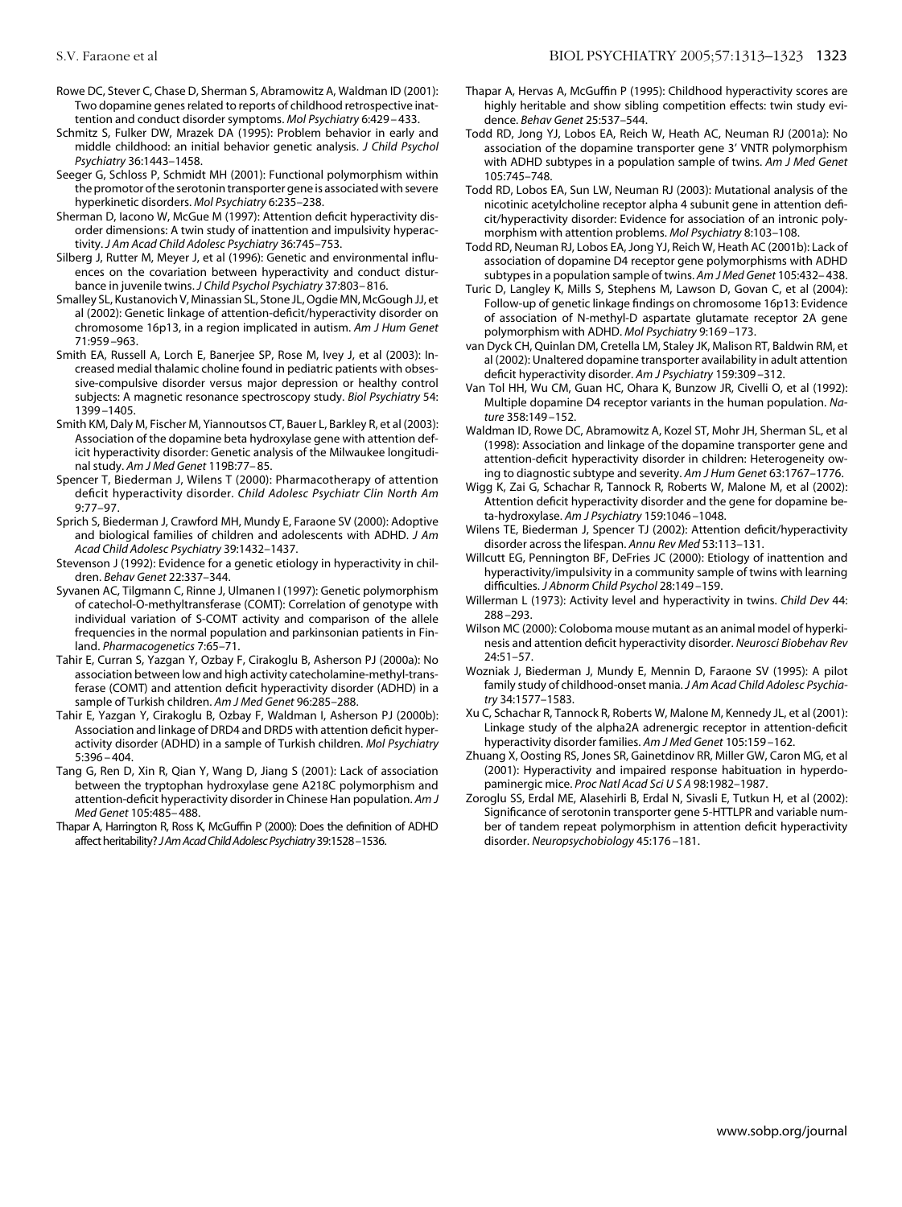Rowe DC, Stever C, Chase D, Sherman S, Abramowitz A, Waldman ID (2001): Two dopamine genes related to reports of childhood retrospective inattention and conduct disorder symptoms. *Mol Psychiatry* 6:429–433.

Schmitz S, Fulker DW, Mrazek DA (1995): Problem behavior in early and middle childhood: an initial behavior genetic analysis. *J Child Psychol Psychiatry* 36:1443–1458.

Seeger G, Schloss P, Schmidt MH (2001): Functional polymorphism within the promotor of the serotonin transporter gene is associated with severe hyperkinetic disorders. *Mol Psychiatry* 6:235–238.

Sherman D, Iacono W, McGue M (1997): Attention deficit hyperactivity disorder dimensions: A twin study of inattention and impulsivity hyperactivity. *J Am Acad Child Adolesc Psychiatry* 36:745–753.

Silberg J, Rutter M, Meyer J, et al (1996): Genetic and environmental influences on the covariation between hyperactivity and conduct disturbance in juvenile twins. *J Child Psychol Psychiatry* 37:803–816.

Smalley SL, Kustanovich V, Minassian SL, Stone JL, Ogdie MN, McGough JJ, et al (2002): Genetic linkage of attention-deficit/hyperactivity disorder on chromosome 16p13, in a region implicated in autism. *Am J Hum Genet* 71:959–963.

Smith EA, Russell A, Lorch E, Banerjee SP, Rose M, Ivey J, et al (2003): Increased medial thalamic choline found in pediatric patients with obsessive-compulsive disorder versus major depression or healthy control subjects: A magnetic resonance spectroscopy study. *Biol Psychiatry* 54: 1399–1405.

Smith KM, Daly M, Fischer M, Yiannoutsos CT, Bauer L, Barkley R, et al (2003): Association of the dopamine beta hydroxylase gene with attention deficit hyperactivity disorder: Genetic analysis of the Milwaukee longitudinal study. *Am J Med Genet* 119B:77–85.

Spencer T, Biederman J, Wilens T (2000): Pharmacotherapy of attention deficit hyperactivity disorder. *Child Adolesc Psychiatr Clin North Am* 9:77–97.

Sprich S, Biederman J, Crawford MH, Mundy E, Faraone SV (2000): Adoptive and biological families of children and adolescents with ADHD. *J Am Acad Child Adolesc Psychiatry* 39:1432–1437.

Stevenson J (1992): Evidence for a genetic etiology in hyperactivity in children. *Behav Genet* 22:337–344.

Syvanen AC, Tilgmann C, Rinne J, Ulmanen I (1997): Genetic polymorphism of catechol-O-methyltransferase (COMT): Correlation of genotype with individual variation of S-COMT activity and comparison of the allele frequencies in the normal population and parkinsonian patients in Finland. *Pharmacogenetics* 7:65–71.

Tahir E, Curran S, Yazgan Y, Ozbay F, Cirakoglu B, Asherson PJ (2000a): No association between low and high activity catecholamine-methyl-transferase (COMT) and attention deficit hyperactivity disorder (ADHD) in a sample of Turkish children. *Am J Med Genet* 96:285–288.

Tahir E, Yazgan Y, Cirakoglu B, Ozbay F, Waldman I, Asherson PJ (2000b): Association and linkage of DRD4 and DRD5 with attention deficit hyperactivity disorder (ADHD) in a sample of Turkish children. *Mol Psychiatry* 5:396–404.

Tang G, Ren D, Xin R, Qian Y, Wang D, Jiang S (2001): Lack of association between the tryptophan hydroxylase gene A218C polymorphism and attention-deficit hyperactivity disorder in Chinese Han population. *Am J Med Genet* 105:485–488.

Thapar A, Harrington R, Ross K, McGuffin P (2000): Does the definition of ADHD affect heritability? *J Am Acad Child Adolesc Psychiatry* 39:1528–1536.

Thapar A, Hervas A, McGuffin P (1995): Childhood hyperactivity scores are highly heritable and show sibling competition effects: twin study evidence. *Behav Genet* 25:537–544.

Todd RD, Jong YJ, Lobos EA, Reich W, Heath AC, Neuman RJ (2001a): No association of the dopamine transporter gene 3′ VNTR polymorphism with ADHD subtypes in a population sample of twins. *Am J Med Genet* 105:745–748.

Todd RD, Lobos EA, Sun LW, Neuman RJ (2003): Mutational analysis of the nicotinic acetylcholine receptor alpha 4 subunit gene in attention deficit/hyperactivity disorder: Evidence for association of an intronic polymorphism with attention problems. *Mol Psychiatry* 8:103–108.

Todd RD, Neuman RJ, Lobos EA, Jong YJ, Reich W, Heath AC (2001b): Lack of association of dopamine D4 receptor gene polymorphisms with ADHD subtypes in a population sample of twins. *Am J Med Genet* 105:432–438.

Turic D, Langley K, Mills S, Stephens M, Lawson D, Govan C, et al (2004): Follow-up of genetic linkage findings on chromosome 16p13: Evidence of association of N-methyl-D aspartate glutamate receptor 2A gene polymorphism with ADHD. *Mol Psychiatry* 9:169–173.

van Dyck CH, Quinlan DM, Cretella LM, Staley JK, Malison RT, Baldwin RM, et al (2002): Unaltered dopamine transporter availability in adult attention deficit hyperactivity disorder. *Am J Psychiatry* 159:309–312.

Van Tol HH, Wu CM, Guan HC, Ohara K, Bunzow JR, Civelli O, et al (1992): Multiple dopamine D4 receptor variants in the human population. *Nature* 358:149–152.

Waldman ID, Rowe DC, Abramowitz A, Kozel ST, Mohr JH, Sherman SL, et al (1998): Association and linkage of the dopamine transporter gene and attention-deficit hyperactivity disorder in children: Heterogeneity owing to diagnostic subtype and severity. *Am J Hum Genet* 63:1767–1776.

Wigg K, Zai G, Schachar R, Tannock R, Roberts W, Malone M, et al (2002): Attention deficit hyperactivity disorder and the gene for dopamine beta-hydroxylase. *Am J Psychiatry* 159:1046–1048.

Wilens TE, Biederman J, Spencer TJ (2002): Attention deficit/hyperactivity disorder across the lifespan. *Annu Rev Med* 53:113–131.

Willcutt EG, Pennington BF, DeFries JC (2000): Etiology of inattention and hyperactivity/impulsivity in a community sample of twins with learning difficulties. *J Abnorm Child Psychol* 28:149–159.

Willerman L (1973): Activity level and hyperactivity in twins. *Child Dev* 44: 288–293.

Wilson MC (2000): Coloboma mouse mutant as an animal model of hyperkinesis and attention deficit hyperactivity disorder. *Neurosci Biobehav Rev* 24:51–57.

Wozniak J, Biederman J, Mundy E, Mennin D, Faraone SV (1995): A pilot family study of childhood-onset mania. *J Am Acad Child Adolesc Psychiatry* 34:1577–1583.

Xu C, Schachar R, Tannock R, Roberts W, Malone M, Kennedy JL, et al (2001): Linkage study of the alpha2A adrenergic receptor in attention-deficit hyperactivity disorder families. *Am J Med Genet* 105:159–162.

Zhuang X, Oosting RS, Jones SR, Gainetdinov RR, Miller GW, Caron MG, et al (2001): Hyperactivity and impaired response habituation in hyperdopaminergic mice. *Proc Natl Acad Sci U S A* 98:1982–1987.

Zoroglu SS, Erdal ME, Alasehirli B, Erdal N, Sivasli E, Tutkun H, et al (2002): Significance of serotonin transporter gene 5-HTTLPR and variable number of tandem repeat polymorphism in attention deficit hyperactivity disorder. *Neuropsychobiology* 45:176–181.